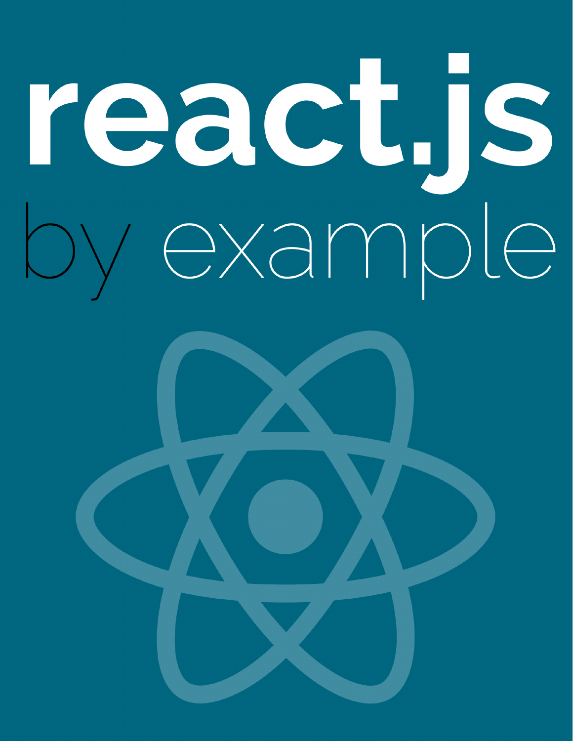# react.js

## by example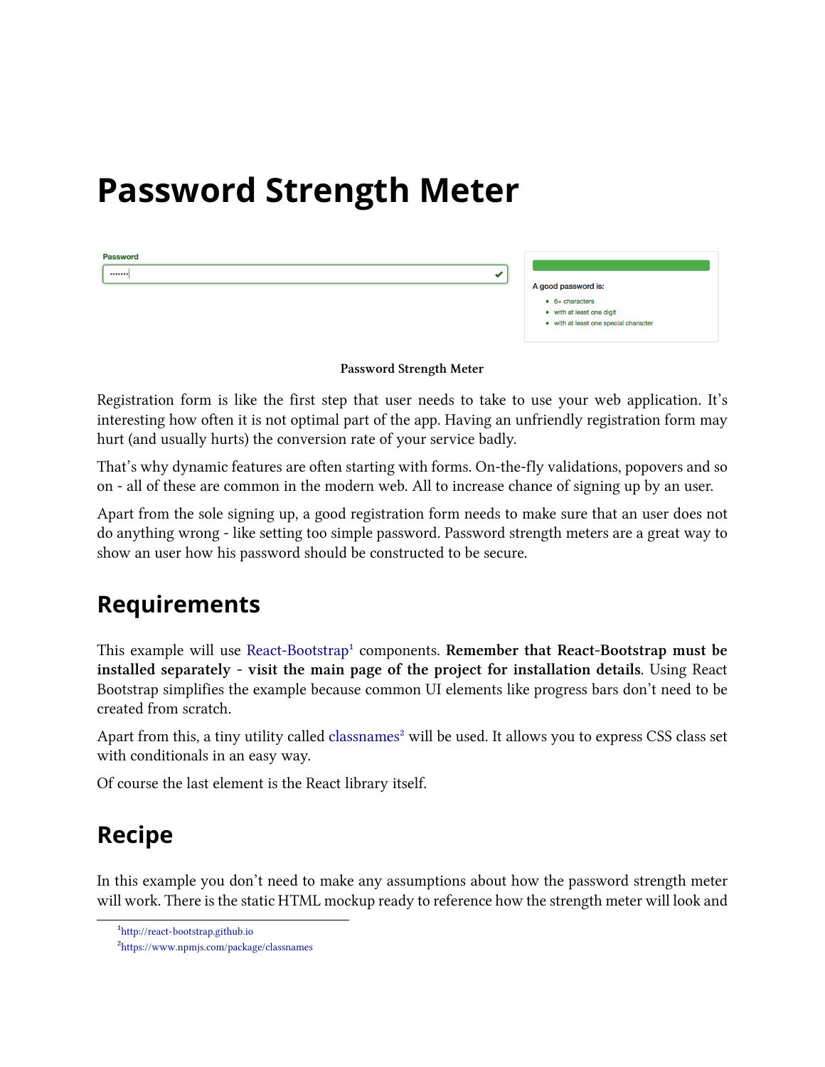# Password Strength Meter

Password Strength Meter

Registration form is like the first step that user needs to take to use your web application. It's interesting how often it is not optimal part of the app. Having an unfriendly registration form may hurt (and usually hurts) the conversion rate of your service badly.

That's why dynamic features are often starting with forms. On-the-fly validations, popovers and so on - all of these are common in the modern web. All to increase chance of signing up by an user.

Apart from the sole signing up, a good registration form needs to make sure that an user does not do anything wrong - like setting too simple password. Password strength meters are a great way to show an user how his password should be constructed to be secure.

## Requirements

This example will use React-Bootstrap[1] components. **Remember that React-Bootstrap must be installed separately - visit the main page of the project for installation details**. Using React Bootstrap simplifies the example because common UI elements like progress bars don't need to be created from scratch.

Apart from this, a tiny utility called classnames[2] will be used. It allows you to express CSS class set with conditionals in an easy way.

Of course the last element is the React library itself.

## Recipe

In this example you don't need to make any assumptions about how the password strength meter will work. There is the static HTML mockup ready to reference how the strength meter will look and

[1] http://react-bootstrap.github.io

[2] https://www.npmjs.com/package/classnames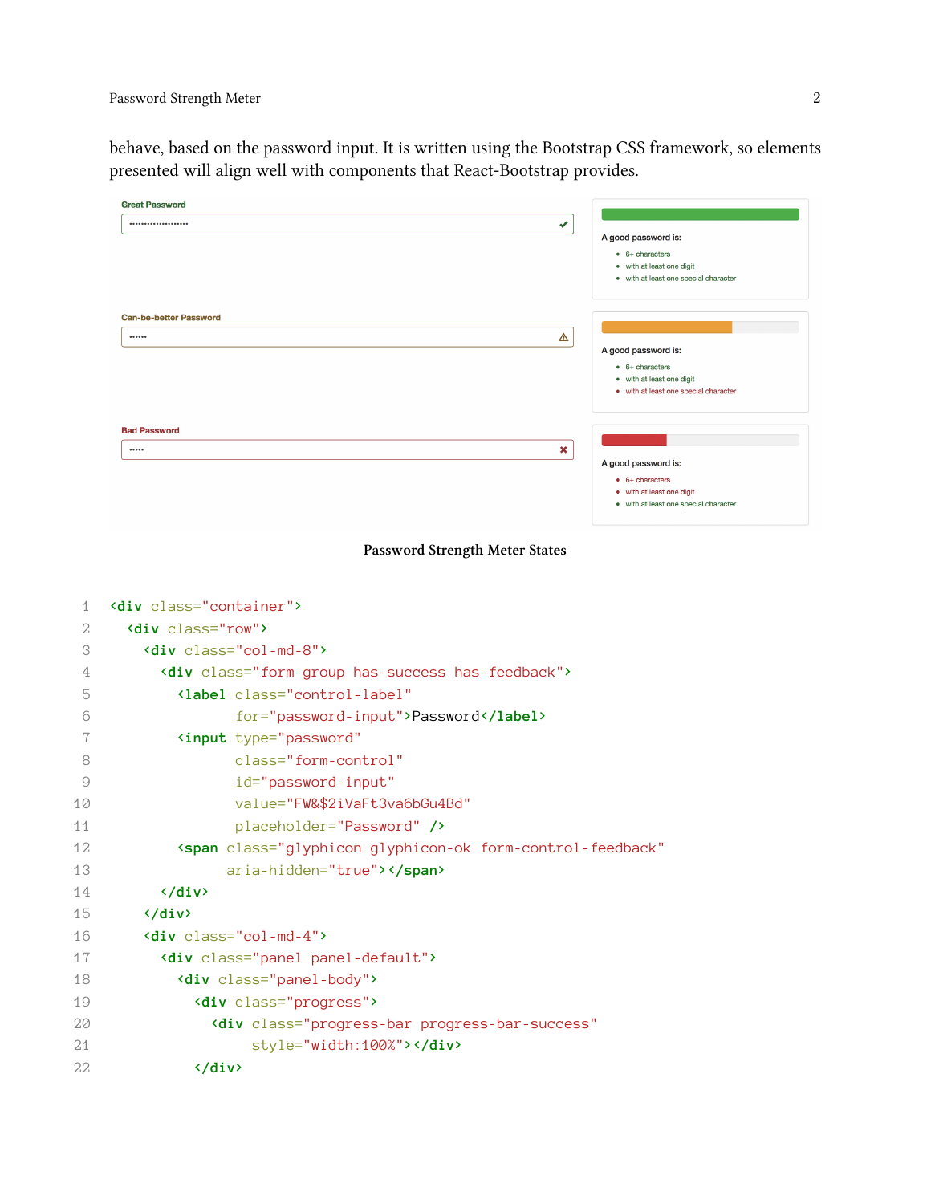behave, based on the password input. It is written using the Bootstrap CSS framework, so elements presented will align well with components that React-Bootstrap provides.

Password Strength Meter States

```
<div class="container">
  <div class="row">
    <div class="col-md-8">
      <div class="form-group has-success has-feedback">
        <label class="control-label"
               for="password-input">Password</label>
        <input type="password"
               class="form-control"
               id="password-input"
               value="FW&$2iVaFt3va6bGu4Bd"
               placeholder="Password" />
        <span class="glyphicon glyphicon-ok form-control-feedback"
              aria-hidden="true"></span>
      </div>
    </div>
    <div class="col-md-4">
      <div class="panel panel-default">
        <div class="panel-body">
          <div class="progress">
            <div class="progress-bar progress-bar-success"
                 style="width:100%"></div>
          </div>
```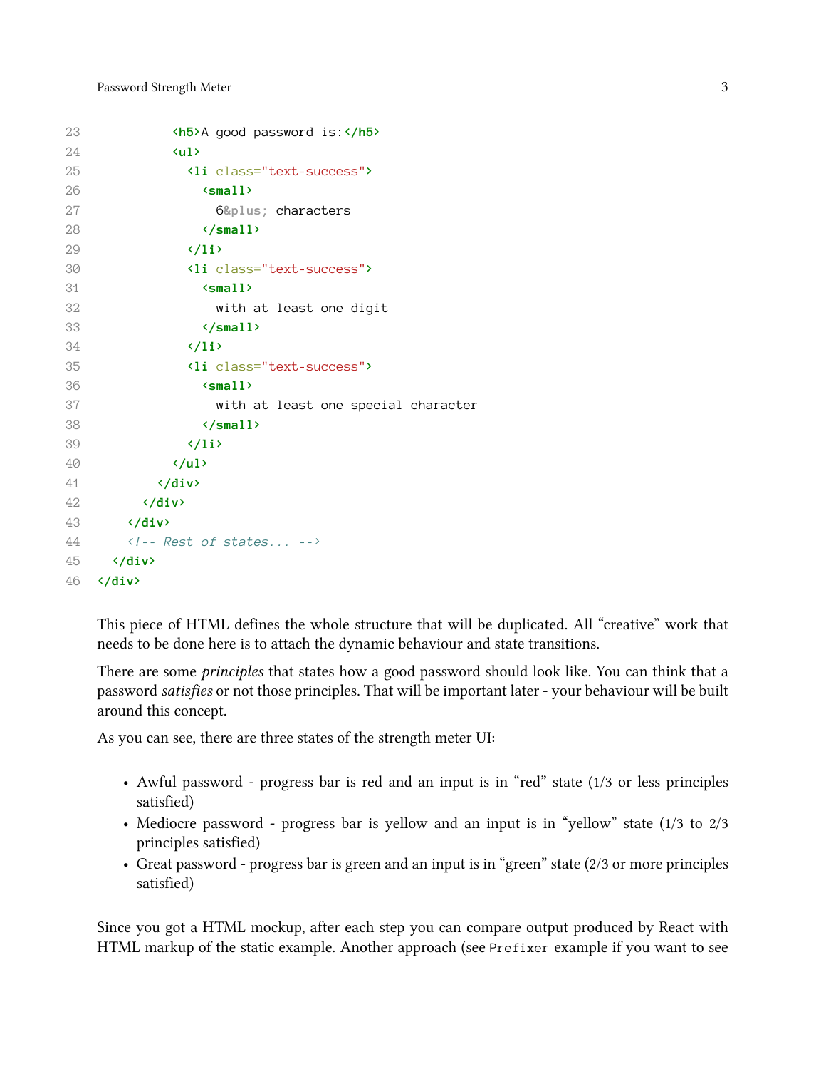```html
          <h5>A good password is:</h5>
          <ul>
            <li class="text-success">
              <small>
                6&plus; characters
              </small>
            </li>
            <li class="text-success">
              <small>
                with at least one digit
              </small>
            </li>
            <li class="text-success">
              <small>
                with at least one special character
              </small>
            </li>
          </ul>
        </div>
      </div>
    </div>
    <!-- Rest of states... -->
  </div>
</div>
```

This piece of HTML defines the whole structure that will be duplicated. All "creative" work that needs to be done here is to attach the dynamic behaviour and state transitions.

There are some *principles* that states how a good password should look like. You can think that a password *satisfies* or not those principles. That will be important later - your behaviour will be built around this concept.

As you can see, there are three states of the strength meter UI:

- Awful password - progress bar is red and an input is in "red" state (1/3 or less principles satisfied)
- Mediocre password - progress bar is yellow and an input is in "yellow" state (1/3 to 2/3 principles satisfied)
- Great password - progress bar is green and an input is in "green" state (2/3 or more principles satisfied)

Since you got a HTML mockup, after each step you can compare output produced by React with HTML markup of the static example. Another approach (see `Prefixer` example if you want to see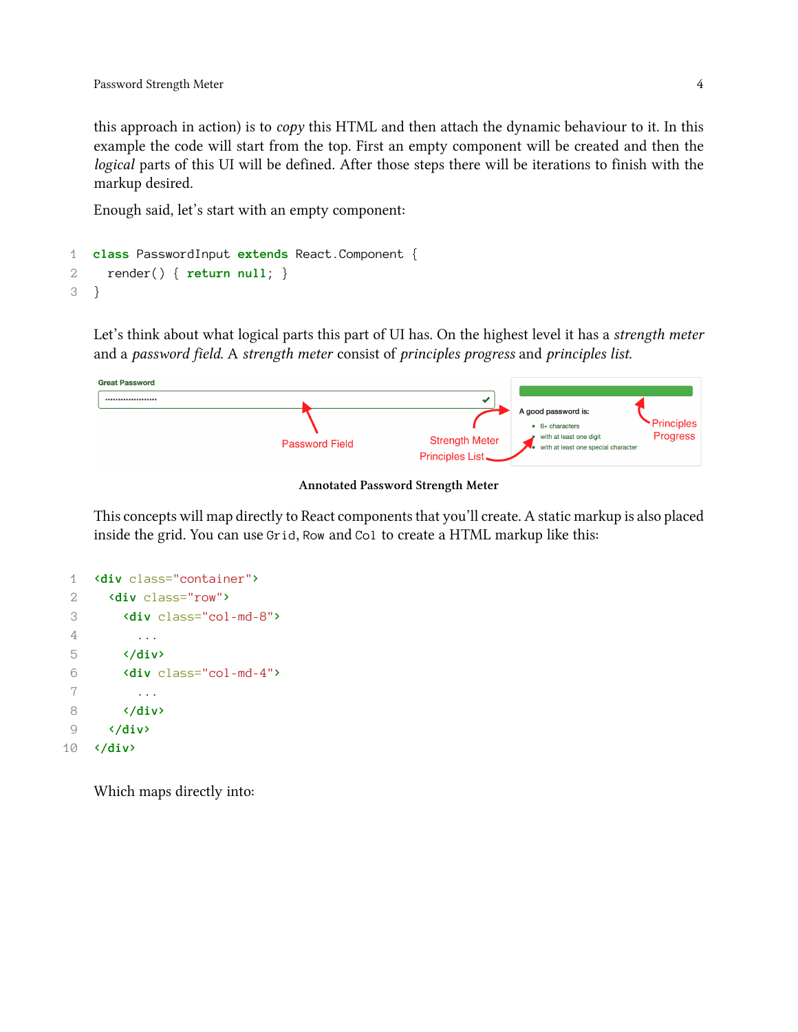this approach in action) is to *copy* this HTML and then attach the dynamic behaviour to it. In this example the code will start from the top. First an empty component will be created and then the *logical* parts of this UI will be defined. After those steps there will be iterations to finish with the markup desired.

Enough said, let's start with an empty component:

```
class PasswordInput extends React.Component {
  render() { return null; }
}
```

Let's think about what logical parts this part of UI has. On the highest level it has a *strength meter* and a *password field*. A *strength meter* consist of *principles progress* and *principles list*.

**Annotated Password Strength Meter**

This concepts will map directly to React components that you'll create. A static markup is also placed inside the grid. You can use `Grid`, `Row` and `Col` to create a HTML markup like this:

```
<div class="container">
  <div class="row">
    <div class="col-md-8">
      ...
    </div>
    <div class="col-md-4">
      ...
    </div>
  </div>
</div>
```

Which maps directly into: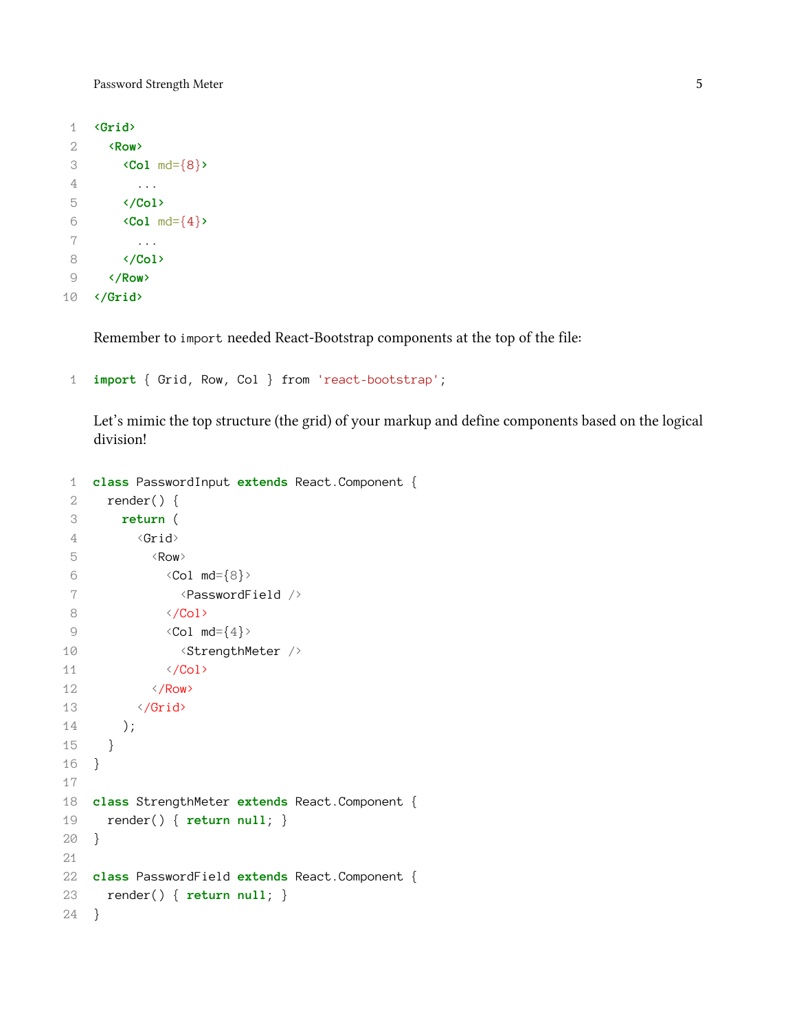```
<Grid>
  <Row>
    <Col md={8}>
      ...
    </Col>
    <Col md={4}>
      ...
    </Col>
  </Row>
</Grid>
```

Remember to `import` needed React-Bootstrap components at the top of the file:

```
import { Grid, Row, Col } from 'react-bootstrap';
```

Let's mimic the top structure (the grid) of your markup and define components based on the logical division!

```
class PasswordInput extends React.Component {
  render() {
    return (
      <Grid>
        <Row>
          <Col md={8}>
            <PasswordField />
          </Col>
          <Col md={4}>
            <StrengthMeter />
          </Col>
        </Row>
      </Grid>
    );
  }
}

class StrengthMeter extends React.Component {
  render() { return null; }
}

class PasswordField extends React.Component {
  render() { return null; }
}
```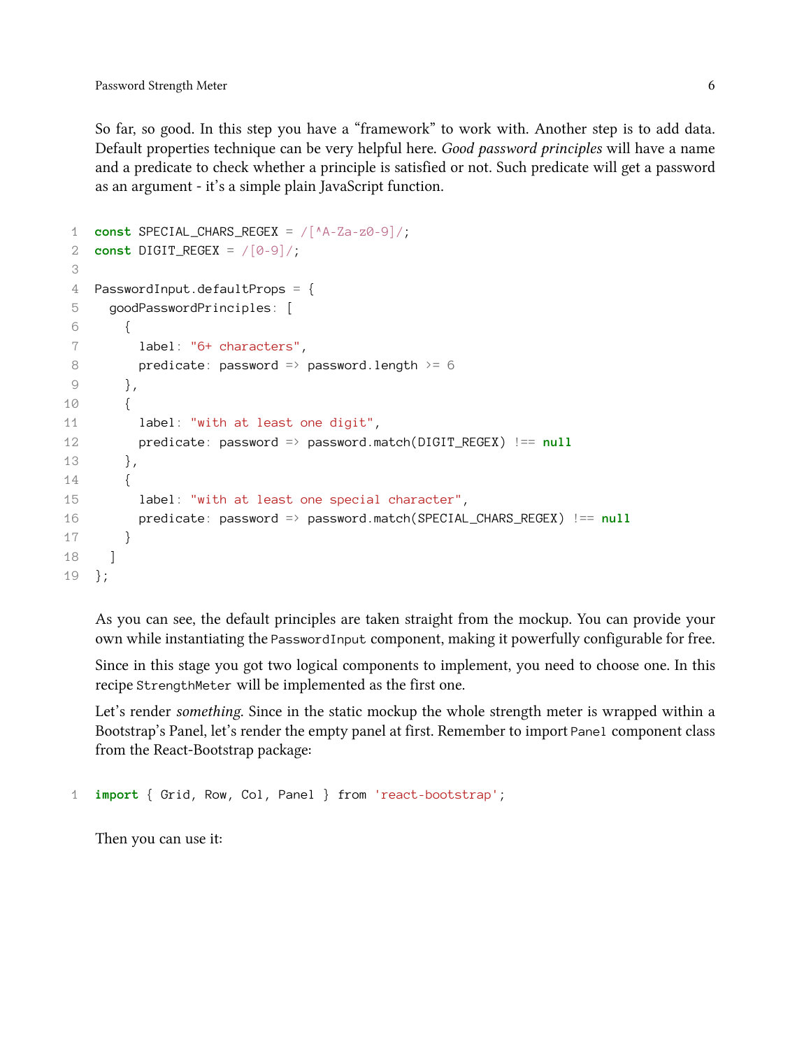So far, so good. In this step you have a "framework" to work with. Another step is to add data. Default properties technique can be very helpful here. *Good password principles* will have a name and a predicate to check whether a principle is satisfied or not. Such predicate will get a password as an argument - it's a simple plain JavaScript function.

```
const SPECIAL_CHARS_REGEX = /[^A-Za-z0-9]/;
const DIGIT_REGEX = /[0-9]/;

PasswordInput.defaultProps = {
  goodPasswordPrinciples: [
    {
      label: "6+ characters",
      predicate: password => password.length >= 6
    },
    {
      label: "with at least one digit",
      predicate: password => password.match(DIGIT_REGEX) !== null
    },
    {
      label: "with at least one special character",
      predicate: password => password.match(SPECIAL_CHARS_REGEX) !== null
    }
  ]
};
```

As you can see, the default principles are taken straight from the mockup. You can provide your own while instantiating the `PasswordInput` component, making it powerfully configurable for free.

Since in this stage you got two logical components to implement, you need to choose one. In this recipe `StrengthMeter` will be implemented as the first one.

Let's render *something*. Since in the static mockup the whole strength meter is wrapped within a Bootstrap's Panel, let's render the empty panel at first. Remember to import `Panel` component class from the React-Bootstrap package:

```
import { Grid, Row, Col, Panel } from 'react-bootstrap';
```

Then you can use it: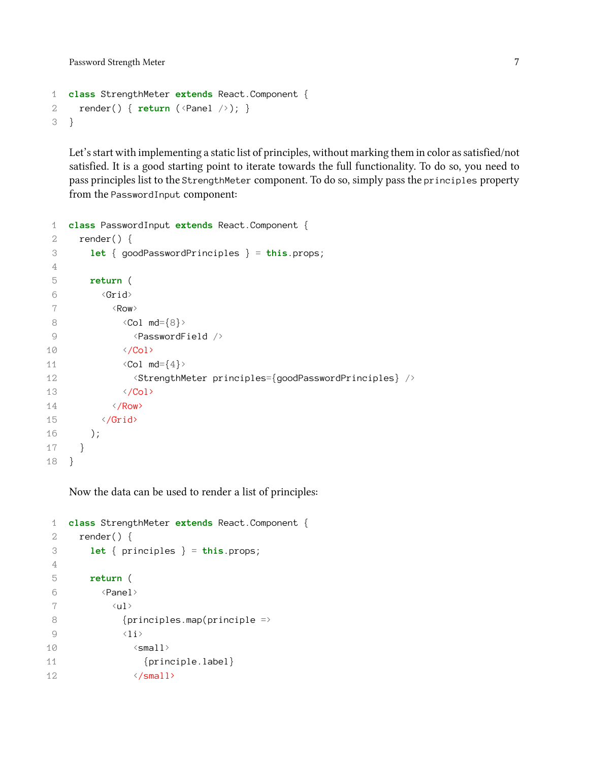```
class StrengthMeter extends React.Component {
  render() { return (<Panel />); }
}
```

Let's start with implementing a static list of principles, without marking them in color as satisfied/not satisfied. It is a good starting point to iterate towards the full functionality. To do so, you need to pass principles list to the `StrengthMeter` component. To do so, simply pass the `principles` property from the `PasswordInput` component:

```
class PasswordInput extends React.Component {
  render() {
    let { goodPasswordPrinciples } = this.props;

    return (
      <Grid>
        <Row>
          <Col md={8}>
            <PasswordField />
          </Col>
          <Col md={4}>
            <StrengthMeter principles={goodPasswordPrinciples} />
          </Col>
        </Row>
      </Grid>
    );
  }
}
```

Now the data can be used to render a list of principles:

```
class StrengthMeter extends React.Component {
  render() {
    let { principles } = this.props;

    return (
      <Panel>
        <ul>
          {principles.map(principle =>
          <li>
            <small>
              {principle.label}
            </small>
```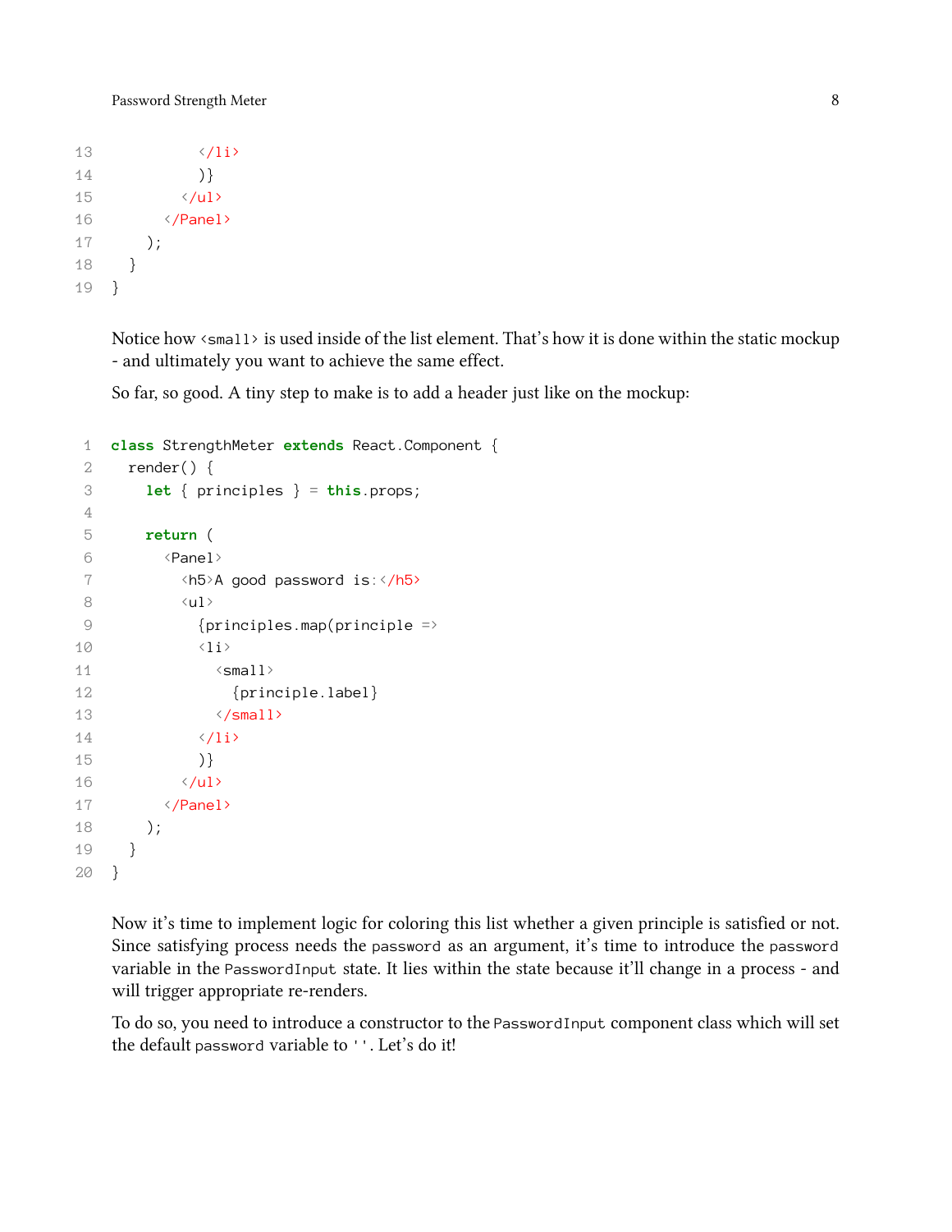```
          </li>
          )}
        </ul>
      </Panel>
    );
  }
}
```

Notice how `<small>` is used inside of the list element. That's how it is done within the static mockup - and ultimately you want to achieve the same effect.

So far, so good. A tiny step to make is to add a header just like on the mockup:

```
class StrengthMeter extends React.Component {
  render() {
    let { principles } = this.props;

    return (
      <Panel>
        <h5>A good password is:</h5>
        <ul>
          {principles.map(principle =>
          <li>
            <small>
              {principle.label}
            </small>
          </li>
          )}
        </ul>
      </Panel>
    );
  }
}
```

Now it's time to implement logic for coloring this list whether a given principle is satisfied or not. Since satisfying process needs the `password` as an argument, it's time to introduce the `password` variable in the `PasswordInput` state. It lies within the state because it'll change in a process - and will trigger appropriate re-renders.

To do so, you need to introduce a constructor to the `PasswordInput` component class which will set the default `password` variable to `''`. Let's do it!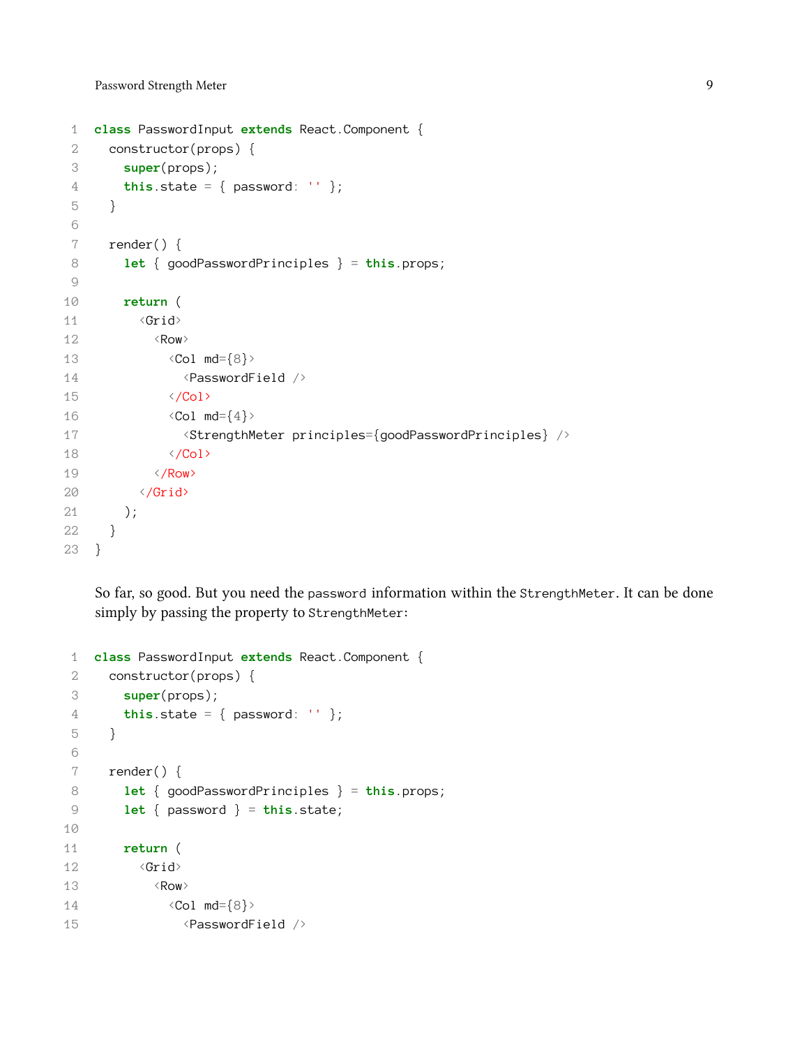```
class PasswordInput extends React.Component {
  constructor(props) {
    super(props);
    this.state = { password: '' };
  }

  render() {
    let { goodPasswordPrinciples } = this.props;

    return (
      <Grid>
        <Row>
          <Col md={8}>
            <PasswordField />
          </Col>
          <Col md={4}>
            <StrengthMeter principles={goodPasswordPrinciples} />
          </Col>
        </Row>
      </Grid>
    );
  }
}
```

So far, so good. But you need the `password` information within the `StrengthMeter`. It can be done simply by passing the property to `StrengthMeter`:

```
class PasswordInput extends React.Component {
  constructor(props) {
    super(props);
    this.state = { password: '' };
  }

  render() {
    let { goodPasswordPrinciples } = this.props;
    let { password } = this.state;

    return (
      <Grid>
        <Row>
          <Col md={8}>
            <PasswordField />
```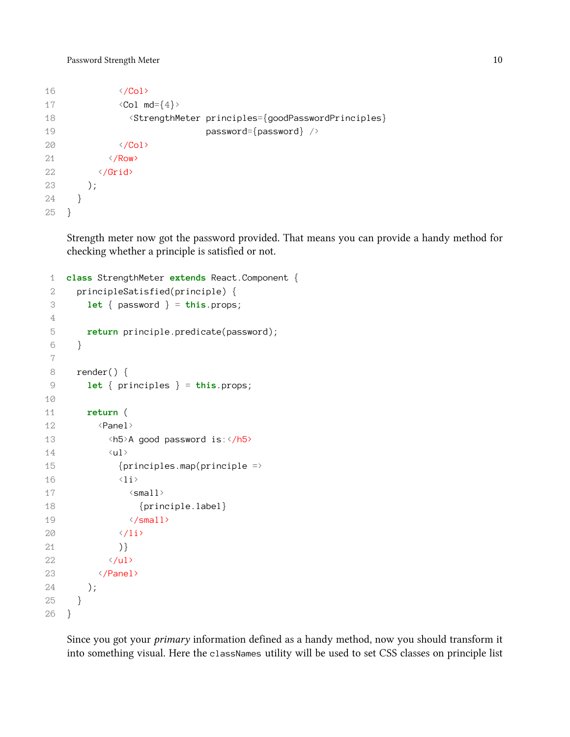```
          </Col>
          <Col md={4}>
            <StrengthMeter principles={goodPasswordPrinciples}
                           password={password} />
          </Col>
        </Row>
      </Grid>
    );
  }
}
```

Strength meter now got the password provided. That means you can provide a handy method for checking whether a principle is satisfied or not.

```
class StrengthMeter extends React.Component {
  principleSatisfied(principle) {
    let { password } = this.props;

    return principle.predicate(password);
  }

  render() {
    let { principles } = this.props;

    return (
      <Panel>
        <h5>A good password is:</h5>
        <ul>
          {principles.map(principle =>
          <li>
            <small>
              {principle.label}
            </small>
          </li>
          )}
        </ul>
      </Panel>
    );
  }
}
```

Since you got your *primary* information defined as a handy method, now you should transform it into something visual. Here the `classNames` utility will be used to set CSS classes on principle list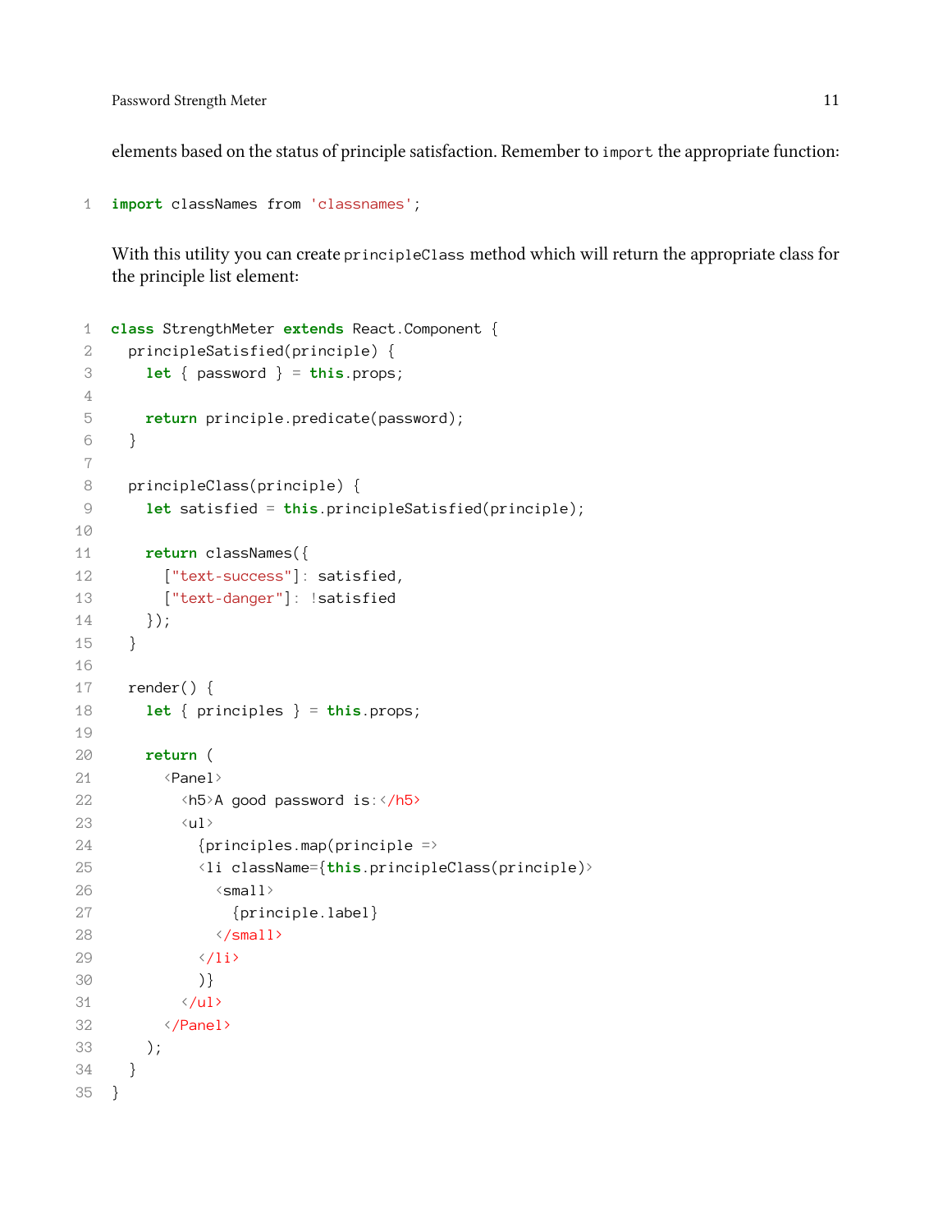elements based on the status of principle satisfaction. Remember to `import` the appropriate function:

```
import classNames from 'classnames';
```

With this utility you can create `principleClass` method which will return the appropriate class for the principle list element:

```
class StrengthMeter extends React.Component {
  principleSatisfied(principle) {
    let { password } = this.props;

    return principle.predicate(password);
  }

  principleClass(principle) {
    let satisfied = this.principleSatisfied(principle);

    return classNames({
      ["text-success"]: satisfied,
      ["text-danger"]: !satisfied
    });
  }

  render() {
    let { principles } = this.props;

    return (
      <Panel>
        <h5>A good password is:</h5>
        <ul>
          {principles.map(principle =>
          <li className={this.principleClass(principle)}>
            <small>
              {principle.label}
            </small>
          </li>
          )}
        </ul>
      </Panel>
    );
  }
}
```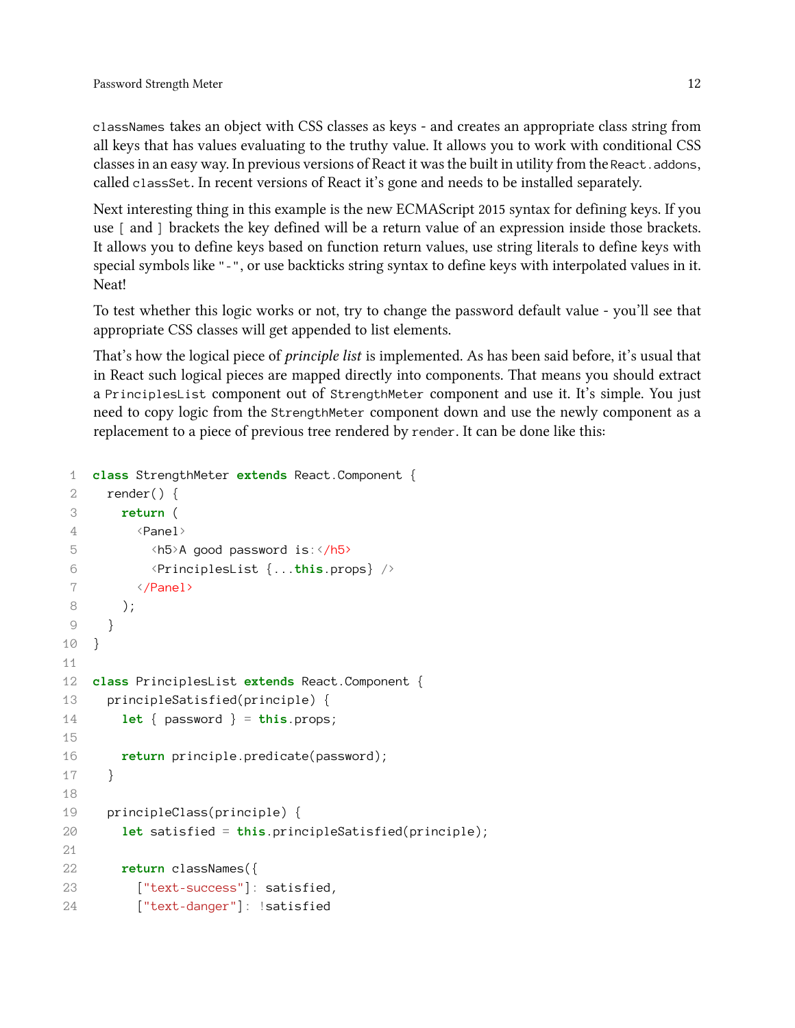`classNames` takes an object with CSS classes as keys - and creates an appropriate class string from all keys that has values evaluating to the truthy value. It allows you to work with conditional CSS classes in an easy way. In previous versions of React it was the built in utility from the `React.addons`, called `classSet`. In recent versions of React it's gone and needs to be installed separately.

Next interesting thing in this example is the new ECMAScript 2015 syntax for defining keys. If you use `[` and `]` brackets the key defined will be a return value of an expression inside those brackets. It allows you to define keys based on function return values, use string literals to define keys with special symbols like `"-"`, or use backticks string syntax to define keys with interpolated values in it. Neat!

To test whether this logic works or not, try to change the password default value - you'll see that appropriate CSS classes will get appended to list elements.

That's how the logical piece of *principle list* is implemented. As has been said before, it's usual that in React such logical pieces are mapped directly into components. That means you should extract a `PrinciplesList` component out of `StrengthMeter` component and use it. It's simple. You just need to copy logic from the `StrengthMeter` component down and use the newly component as a replacement to a piece of previous tree rendered by `render`. It can be done like this:

```
class StrengthMeter extends React.Component {
  render() {
    return (
      <Panel>
        <h5>A good password is:</h5>
        <PrinciplesList {...this.props} />
      </Panel>
    );
  }
}

class PrinciplesList extends React.Component {
  principleSatisfied(principle) {
    let { password } = this.props;

    return principle.predicate(password);
  }

  principleClass(principle) {
    let satisfied = this.principleSatisfied(principle);

    return classNames({
      ["text-success"]: satisfied,
      ["text-danger"]: !satisfied
```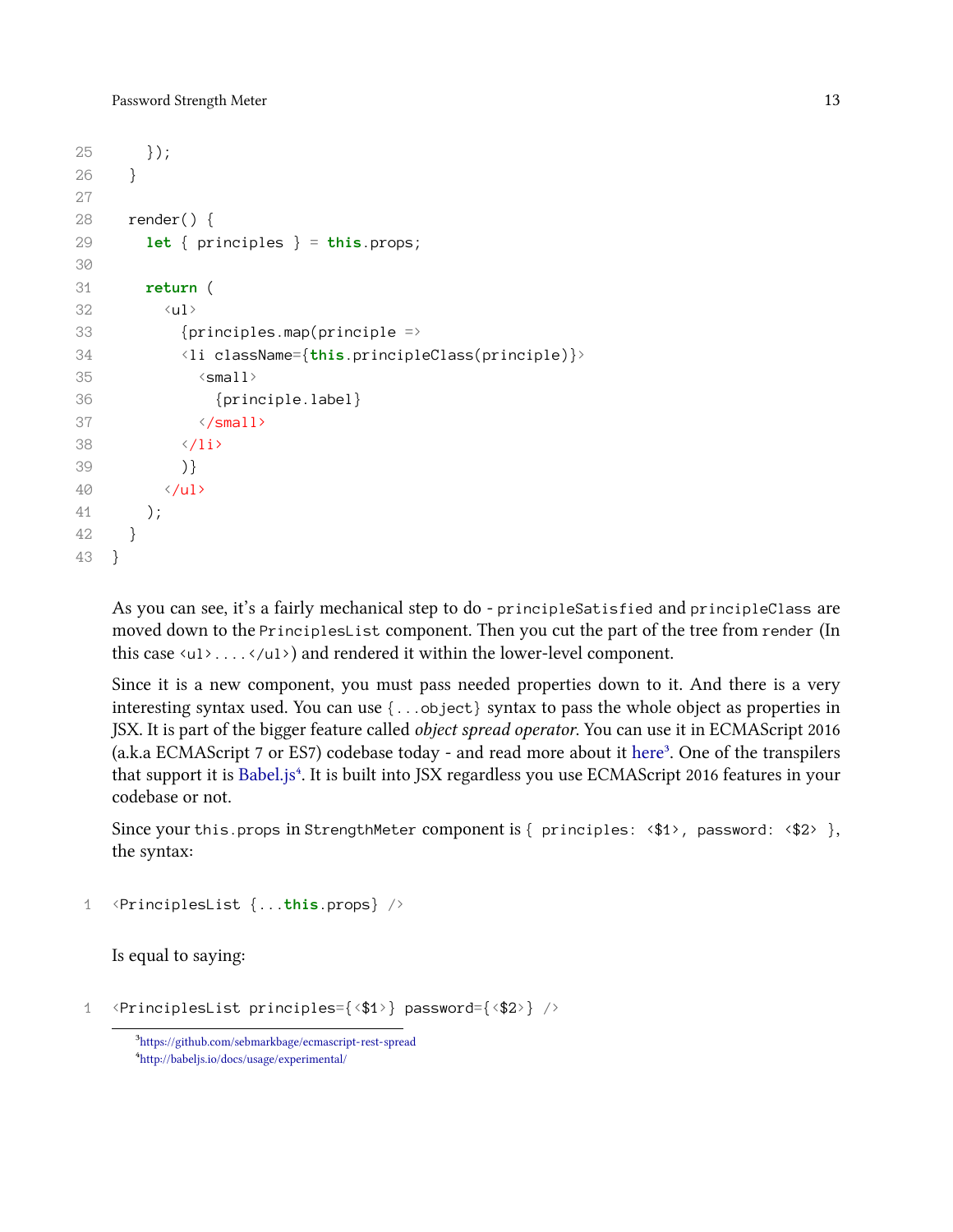```
25      });
26    }
27
28    render() {
29      let { principles } = this.props;
30
31      return (
32        <ul>
33          {principles.map(principle =>
34          <li className={this.principleClass(principle)}>
35            <small>
36              {principle.label}
37            </small>
38          </li>
39          )}
40        </ul>
41      );
42    }
43  }
```

As you can see, it's a fairly mechanical step to do - `principleSatisfied` and `principleClass` are moved down to the `PrinciplesList` component. Then you cut the part of the tree from `render` (In this case `<ul>....</ul>`) and rendered it within the lower-level component.

Since it is a new component, you must pass needed properties down to it. And there is a very interesting syntax used. You can use `{...object}` syntax to pass the whole object as properties in JSX. It is part of the bigger feature called *object spread operator*. You can use it in ECMAScript 2016 (a.k.a ECMAScript 7 or ES7) codebase today - and read more about it here[3]. One of the transpilers that support it is Babel.js[4]. It is built into JSX regardless you use ECMAScript 2016 features in your codebase or not.

Since your `this.props` in `StrengthMeter` component is `{ principles: <$1>, password: <$2> }`, the syntax:

```
1   <PrinciplesList {...this.props} />
```

Is equal to saying:

```
1   <PrinciplesList principles={<$1>} password={<$2>} />
```

[3]https://github.com/sebmarkbage/ecmascript-rest-spread

[4]http://babeljs.io/docs/usage/experimental/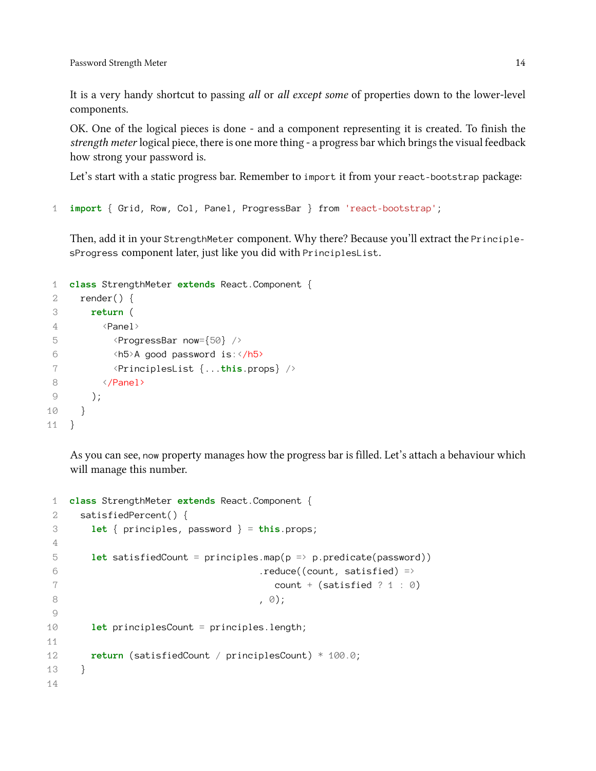It is a very handy shortcut to passing *all* or *all except some* of properties down to the lower-level components.

OK. One of the logical pieces is done - and a component representing it is created. To finish the *strength meter* logical piece, there is one more thing - a progress bar which brings the visual feedback how strong your password is.

Let's start with a static progress bar. Remember to `import` it from your `react-bootstrap` package:

```
import { Grid, Row, Col, Panel, ProgressBar } from 'react-bootstrap';
```

Then, add it in your `StrengthMeter` component. Why there? Because you'll extract the `PrinciplesProgress` component later, just like you did with `PrinciplesList`.

```
class StrengthMeter extends React.Component {
  render() {
    return (
      <Panel>
        <ProgressBar now={50} />
        <h5>A good password is:</h5>
        <PrinciplesList {...this.props} />
      </Panel>
    );
  }
}
```

As you can see, `now` property manages how the progress bar is filled. Let's attach a behaviour which will manage this number.

```
class StrengthMeter extends React.Component {
  satisfiedPercent() {
    let { principles, password } = this.props;

    let satisfiedCount = principles.map(p => p.predicate(password))
                                   .reduce((count, satisfied) =>
                                      count + (satisfied ? 1 : 0)
                                   , 0);

    let principlesCount = principles.length;

    return (satisfiedCount / principlesCount) * 100.0;
  }

```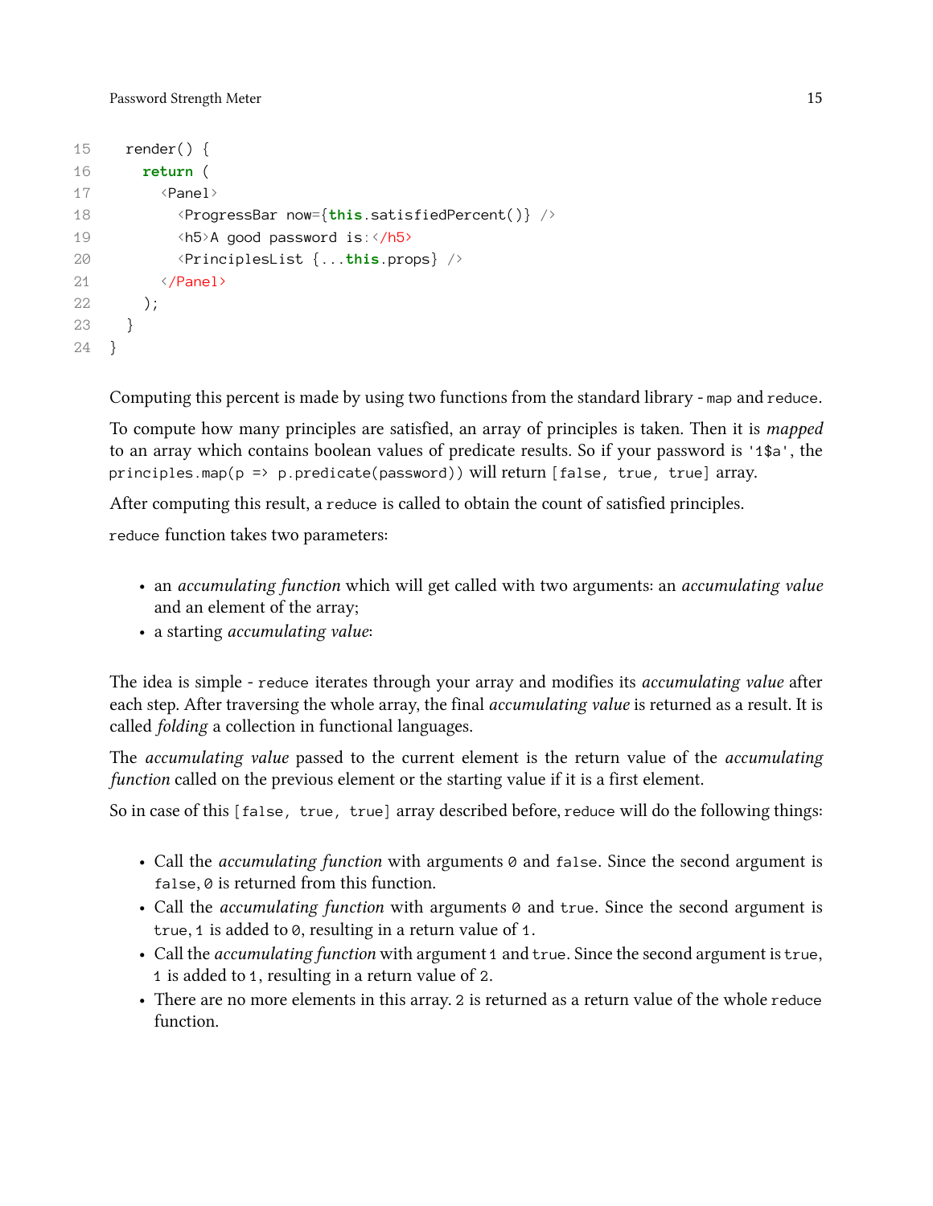```
15   render() {
16     return (
17       <Panel>
18         <ProgressBar now={this.satisfiedPercent()} />
19         <h5>A good password is:</h5>
20         <PrinciplesList {...this.props} />
21       </Panel>
22     );
23   }
24 }
```

Computing this percent is made by using two functions from the standard library - `map` and `reduce`.

To compute how many principles are satisfied, an array of principles is taken. Then it is *mapped* to an array which contains boolean values of predicate results. So if your password is `'1$a'`, the `principles.map(p => p.predicate(password))` will return `[false, true, true]` array.

After computing this result, a `reduce` is called to obtain the count of satisfied principles.

`reduce` function takes two parameters:

- an *accumulating function* which will get called with two arguments: an *accumulating value* and an element of the array;
- a starting *accumulating value*:

The idea is simple - `reduce` iterates through your array and modifies its *accumulating value* after each step. After traversing the whole array, the final *accumulating value* is returned as a result. It is called *folding* a collection in functional languages.

The *accumulating value* passed to the current element is the return value of the *accumulating function* called on the previous element or the starting value if it is a first element.

So in case of this `[false, true, true]` array described before, `reduce` will do the following things:

- Call the *accumulating function* with arguments `0` and `false`. Since the second argument is `false`, `0` is returned from this function.
- Call the *accumulating function* with arguments `0` and `true`. Since the second argument is `true`, `1` is added to `0`, resulting in a return value of `1`.
- Call the *accumulating function* with argument `1` and `true`. Since the second argument is `true`, `1` is added to `1`, resulting in a return value of `2`.
- There are no more elements in this array. `2` is returned as a return value of the whole `reduce` function.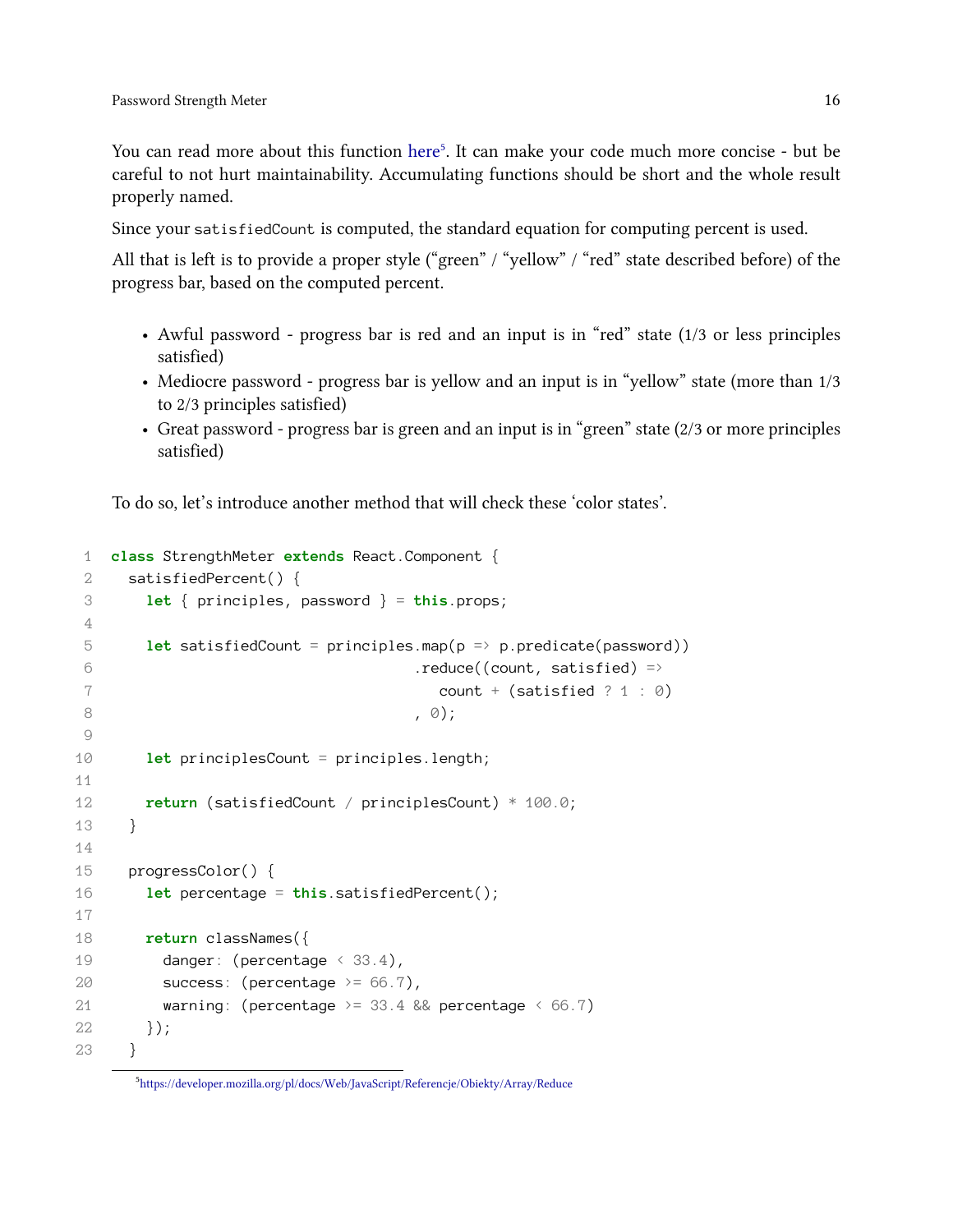You can read more about this function here[5]. It can make your code much more concise - but be careful to not hurt maintainability. Accumulating functions should be short and the whole result properly named.

Since your `satisfiedCount` is computed, the standard equation for computing percent is used.

All that is left is to provide a proper style ("green" / "yellow" / "red" state described before) of the progress bar, based on the computed percent.

- Awful password - progress bar is red and an input is in "red" state (1/3 or less principles satisfied)
- Mediocre password - progress bar is yellow and an input is in "yellow" state (more than 1/3 to 2/3 principles satisfied)
- Great password - progress bar is green and an input is in "green" state (2/3 or more principles satisfied)

To do so, let's introduce another method that will check these 'color states'.

```
class StrengthMeter extends React.Component {
  satisfiedPercent() {
    let { principles, password } = this.props;

    let satisfiedCount = principles.map(p => p.predicate(password))
                                   .reduce((count, satisfied) =>
                                      count + (satisfied ? 1 : 0)
                                   , 0);

    let principlesCount = principles.length;

    return (satisfiedCount / principlesCount) * 100.0;
  }

  progressColor() {
    let percentage = this.satisfiedPercent();

    return classNames({
      danger: (percentage < 33.4),
      success: (percentage >= 66.7),
      warning: (percentage >= 33.4 && percentage < 66.7)
    });
  }
```

[5] https://developer.mozilla.org/pl/docs/Web/JavaScript/Referencje/Obiekty/Array/Reduce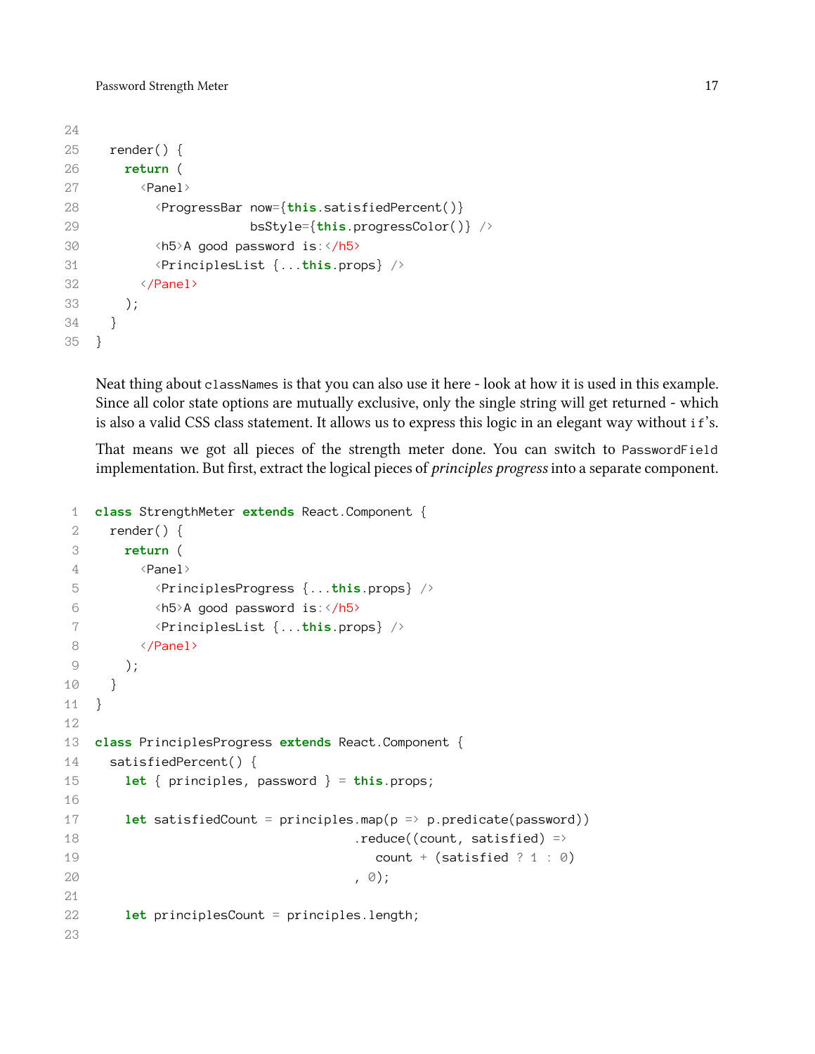```
  render() {
    return (
      <Panel>
        <ProgressBar now={this.satisfiedPercent()}
                     bsStyle={this.progressColor()} />
        <h5>A good password is:</h5>
        <PrinciplesList {...this.props} />
      </Panel>
    );
  }
}
```

Neat thing about `classNames` is that you can also use it here - look at how it is used in this example. Since all color state options are mutually exclusive, only the single string will get returned - which is also a valid CSS class statement. It allows us to express this logic in an elegant way without `if`'s.

That means we got all pieces of the strength meter done. You can switch to `PasswordField` implementation. But first, extract the logical pieces of *principles progress* into a separate component.

```
class StrengthMeter extends React.Component {
  render() {
    return (
      <Panel>
        <PrinciplesProgress {...this.props} />
        <h5>A good password is:</h5>
        <PrinciplesList {...this.props} />
      </Panel>
    );
  }
}

class PrinciplesProgress extends React.Component {
  satisfiedPercent() {
    let { principles, password } = this.props;

    let satisfiedCount = principles.map(p => p.predicate(password))
                                   .reduce((count, satisfied) =>
                                      count + (satisfied ? 1 : 0)
                                   , 0);

    let principlesCount = principles.length;

```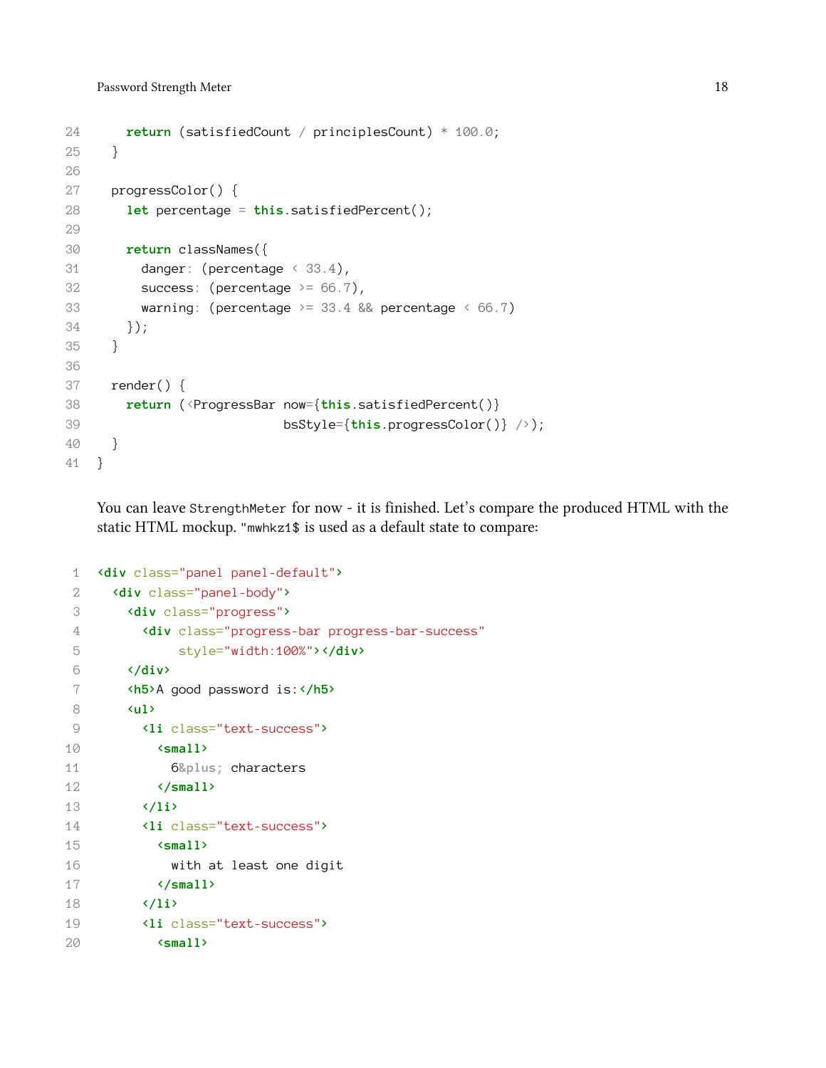```
    return (satisfiedCount / principlesCount) * 100.0;
  }

  progressColor() {
    let percentage = this.satisfiedPercent();

    return classNames({
      danger: (percentage < 33.4),
      success: (percentage >= 66.7),
      warning: (percentage >= 33.4 && percentage < 66.7)
    });
  }

  render() {
    return (<ProgressBar now={this.satisfiedPercent()}
                         bsStyle={this.progressColor()} />);
  }
}
```

You can leave `StrengthMeter` for now - it is finished. Let's compare the produced HTML with the static HTML mockup. `"mwhkz1$` is used as a default state to compare:

```
<div class="panel panel-default">
  <div class="panel-body">
    <div class="progress">
      <div class="progress-bar progress-bar-success"
           style="width:100%"></div>
    </div>
    <h5>A good password is:</h5>
    <ul>
      <li class="text-success">
        <small>
          6&plus; characters
        </small>
      </li>
      <li class="text-success">
        <small>
          with at least one digit
        </small>
      </li>
      <li class="text-success">
        <small>
```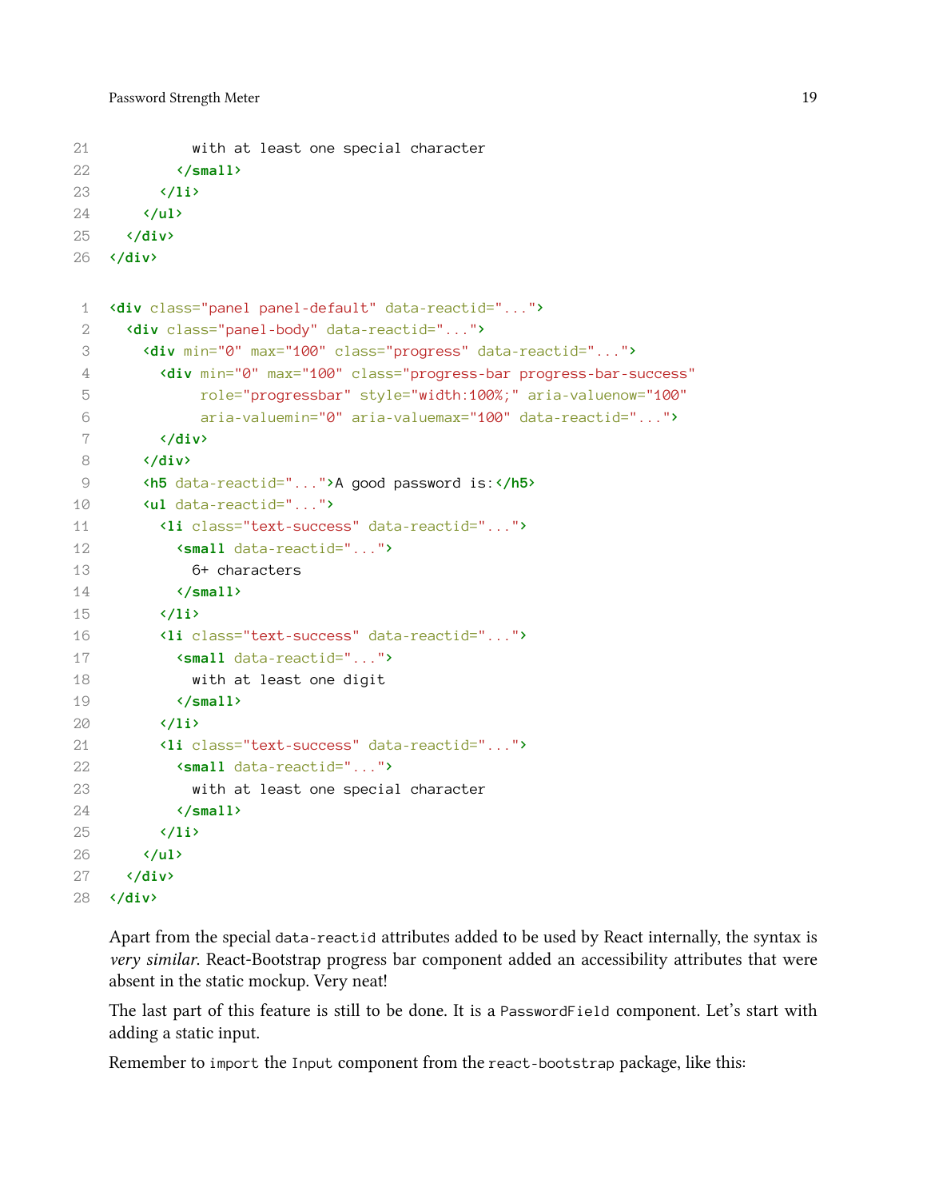```
          with at least one special character
        </small>
      </li>
    </ul>
  </div>
</div>
```

```
<div class="panel panel-default" data-reactid="...">
  <div class="panel-body" data-reactid="...">
    <div min="0" max="100" class="progress" data-reactid="...">
      <div min="0" max="100" class="progress-bar progress-bar-success"
           role="progressbar" style="width:100%;" aria-valuenow="100"
           aria-valuemin="0" aria-valuemax="100" data-reactid="...">
      </div>
    </div>
    <h5 data-reactid="...">A good password is:</h5>
    <ul data-reactid="...">
      <li class="text-success" data-reactid="...">
        <small data-reactid="...">
          6+ characters
        </small>
      </li>
      <li class="text-success" data-reactid="...">
        <small data-reactid="...">
          with at least one digit
        </small>
      </li>
      <li class="text-success" data-reactid="...">
        <small data-reactid="...">
          with at least one special character
        </small>
      </li>
    </ul>
  </div>
</div>
```

Apart from the special `data-reactid` attributes added to be used by React internally, the syntax is *very similar*. React-Bootstrap progress bar component added an accessibility attributes that were absent in the static mockup. Very neat!

The last part of this feature is still to be done. It is a `PasswordField` component. Let's start with adding a static input.

Remember to `import` the `Input` component from the `react-bootstrap` package, like this: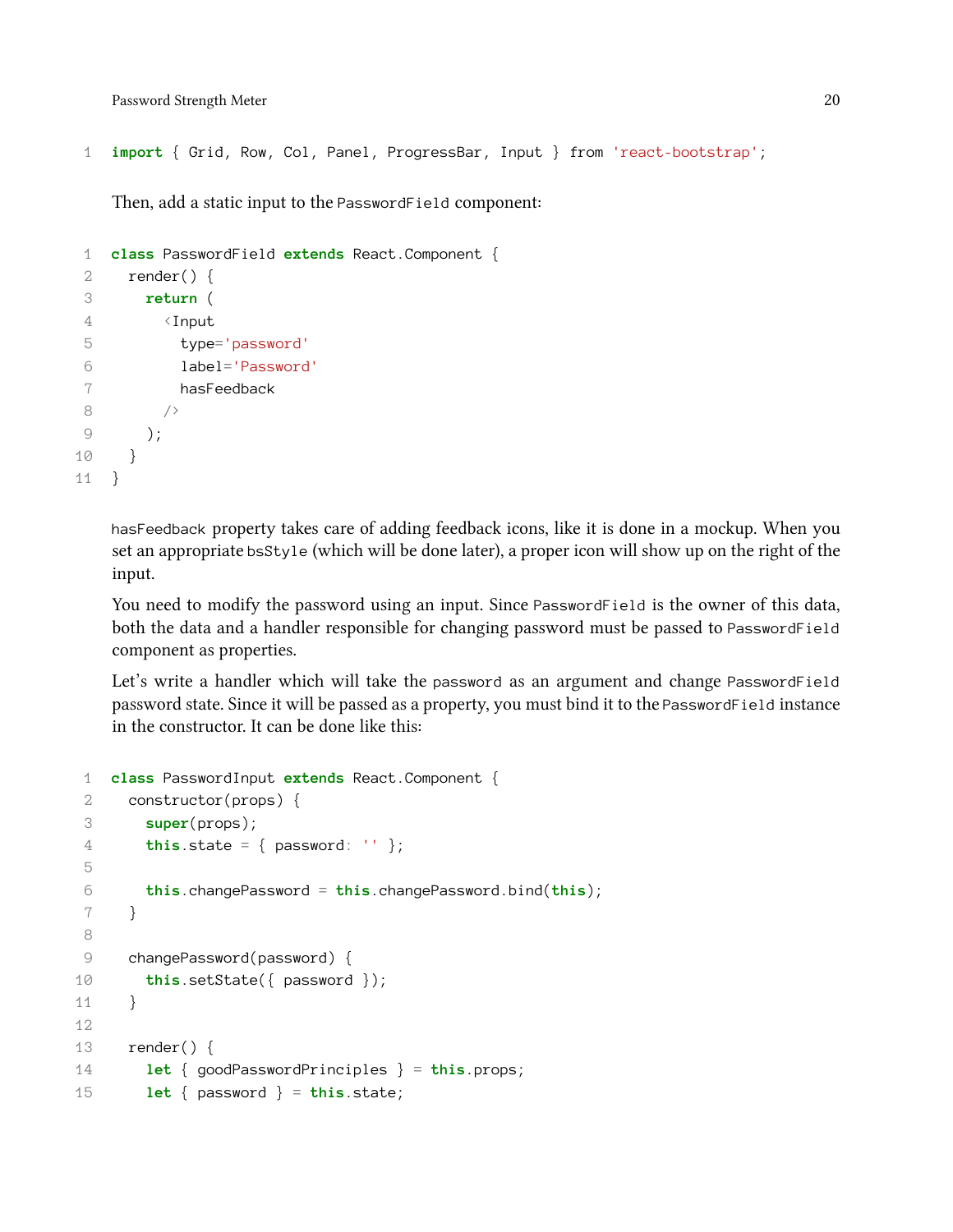```
import { Grid, Row, Col, Panel, ProgressBar, Input } from 'react-bootstrap';
```

Then, add a static input to the `PasswordField` component:

```
class PasswordField extends React.Component {
  render() {
    return (
      <Input
        type='password'
        label='Password'
        hasFeedback
      />
    );
  }
}
```

`hasFeedback` property takes care of adding feedback icons, like it is done in a mockup. When you set an appropriate `bsStyle` (which will be done later), a proper icon will show up on the right of the input.

You need to modify the password using an input. Since `PasswordField` is the owner of this data, both the data and a handler responsible for changing password must be passed to `PasswordField` component as properties.

Let's write a handler which will take the `password` as an argument and change `PasswordField` password state. Since it will be passed as a property, you must bind it to the `PasswordField` instance in the constructor. It can be done like this:

```
class PasswordInput extends React.Component {
  constructor(props) {
    super(props);
    this.state = { password: '' };

    this.changePassword = this.changePassword.bind(this);
  }

  changePassword(password) {
    this.setState({ password });
  }

  render() {
    let { goodPasswordPrinciples } = this.props;
    let { password } = this.state;
```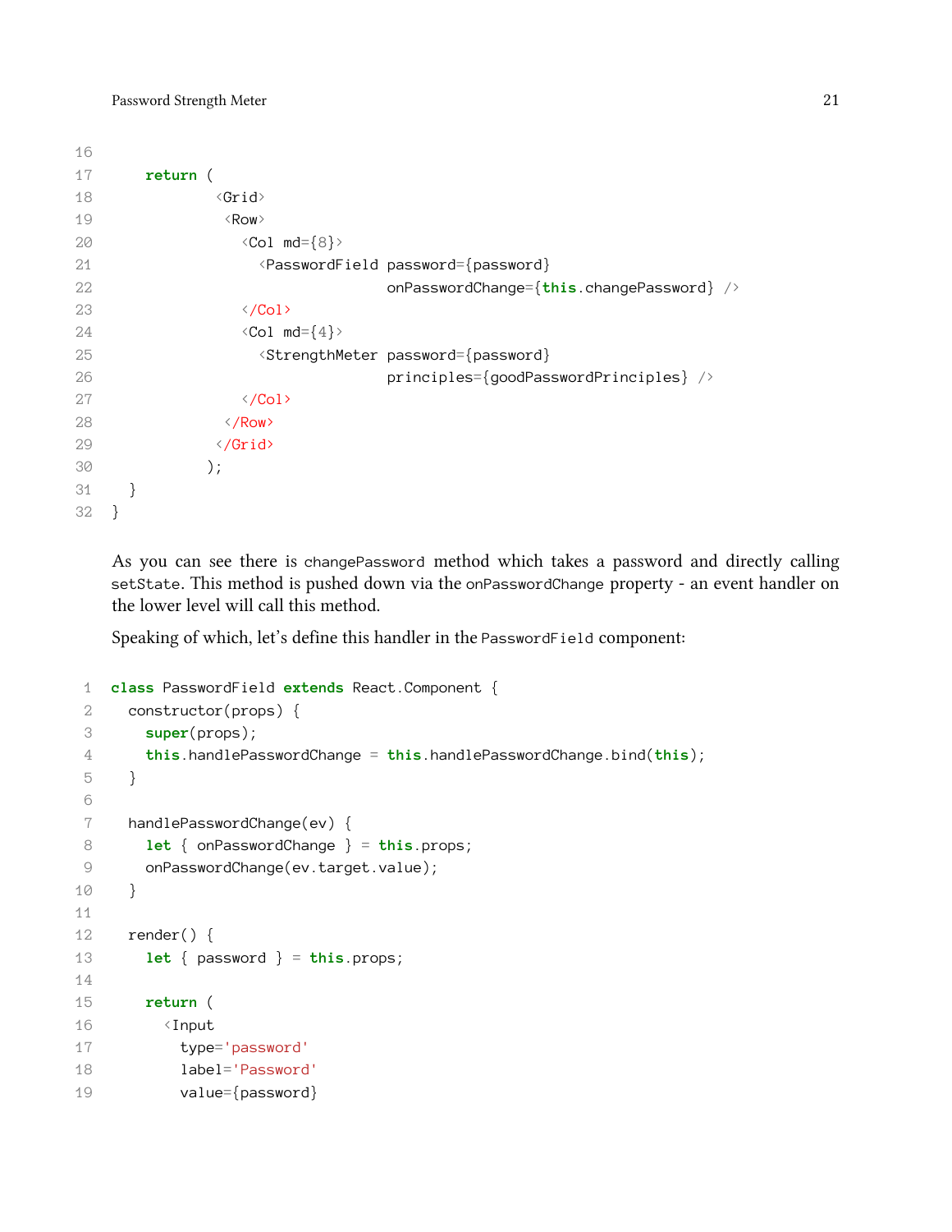```
16
17     return (
18             <Grid>
19              <Row>
20                <Col md={8}>
21                  <PasswordField password={password}
22                                 onPasswordChange={this.changePassword} />
23                </Col>
24                <Col md={4}>
25                  <StrengthMeter password={password}
26                                 principles={goodPasswordPrinciples} />
27                </Col>
28              </Row>
29             </Grid>
30            );
31   }
32 }
```

As you can see there is `changePassword` method which takes a password and directly calling `setState`. This method is pushed down via the `onPasswordChange` property - an event handler on the lower level will call this method.

Speaking of which, let's define this handler in the `PasswordField` component:

```
 1 class PasswordField extends React.Component {
 2   constructor(props) {
 3     super(props);
 4     this.handlePasswordChange = this.handlePasswordChange.bind(this);
 5   }
 6
 7   handlePasswordChange(ev) {
 8     let { onPasswordChange } = this.props;
 9     onPasswordChange(ev.target.value);
10   }
11
12   render() {
13     let { password } = this.props;
14
15     return (
16       <Input
17         type='password'
18         label='Password'
19         value={password}
```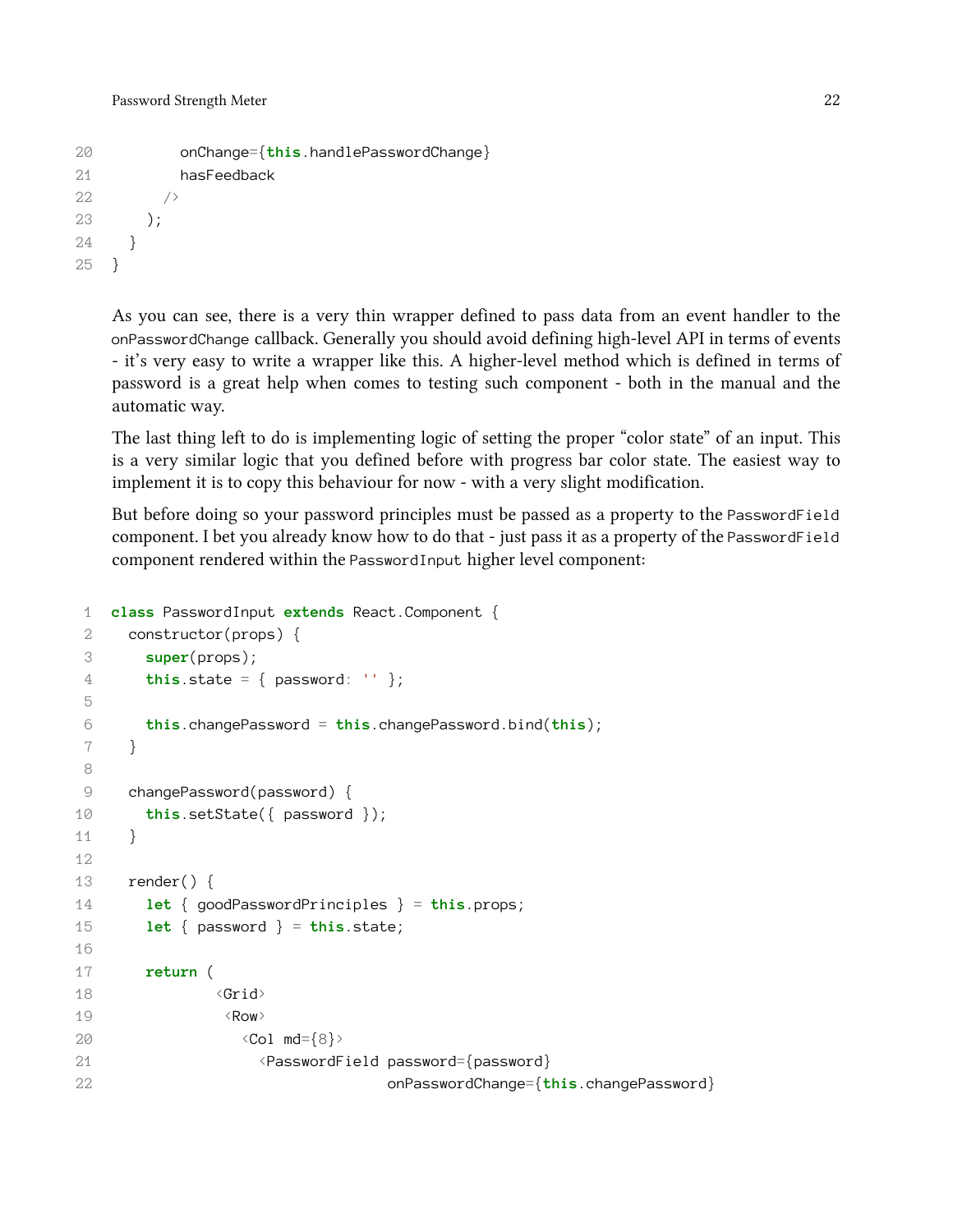```
        onChange={this.handlePasswordChange}
        hasFeedback
      />
    );
  }
}
```

As you can see, there is a very thin wrapper defined to pass data from an event handler to the `onPasswordChange` callback. Generally you should avoid defining high-level API in terms of events - it's very easy to write a wrapper like this. A higher-level method which is defined in terms of password is a great help when comes to testing such component - both in the manual and the automatic way.

The last thing left to do is implementing logic of setting the proper "color state" of an input. This is a very similar logic that you defined before with progress bar color state. The easiest way to implement it is to copy this behaviour for now - with a very slight modification.

But before doing so your password principles must be passed as a property to the `PasswordField` component. I bet you already know how to do that - just pass it as a property of the `PasswordField` component rendered within the `PasswordInput` higher level component:

```
class PasswordInput extends React.Component {
  constructor(props) {
    super(props);
    this.state = { password: '' };

    this.changePassword = this.changePassword.bind(this);
  }

  changePassword(password) {
    this.setState({ password });
  }

  render() {
    let { goodPasswordPrinciples } = this.props;
    let { password } = this.state;

    return (
            <Grid>
             <Row>
               <Col md={8}>
                 <PasswordField password={password}
                                onPasswordChange={this.changePassword}
```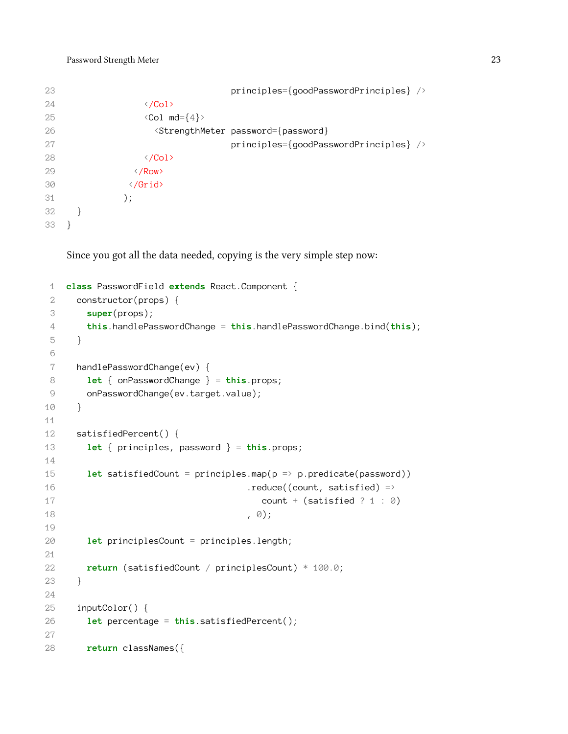```
                                principles={goodPasswordPrinciples} />
                </Col>
                <Col md={4}>
                  <StrengthMeter password={password}
                                principles={goodPasswordPrinciples} />
                </Col>
              </Row>
            </Grid>
           );
  }
}
```

Since you got all the data needed, copying is the very simple step now:

```
class PasswordField extends React.Component {
  constructor(props) {
    super(props);
    this.handlePasswordChange = this.handlePasswordChange.bind(this);
  }

  handlePasswordChange(ev) {
    let { onPasswordChange } = this.props;
    onPasswordChange(ev.target.value);
  }

  satisfiedPercent() {
    let { principles, password } = this.props;

    let satisfiedCount = principles.map(p => p.predicate(password))
                                   .reduce((count, satisfied) =>
                                      count + (satisfied ? 1 : 0)
                                   , 0);

    let principlesCount = principles.length;

    return (satisfiedCount / principlesCount) * 100.0;
  }

  inputColor() {
    let percentage = this.satisfiedPercent();

    return classNames({
```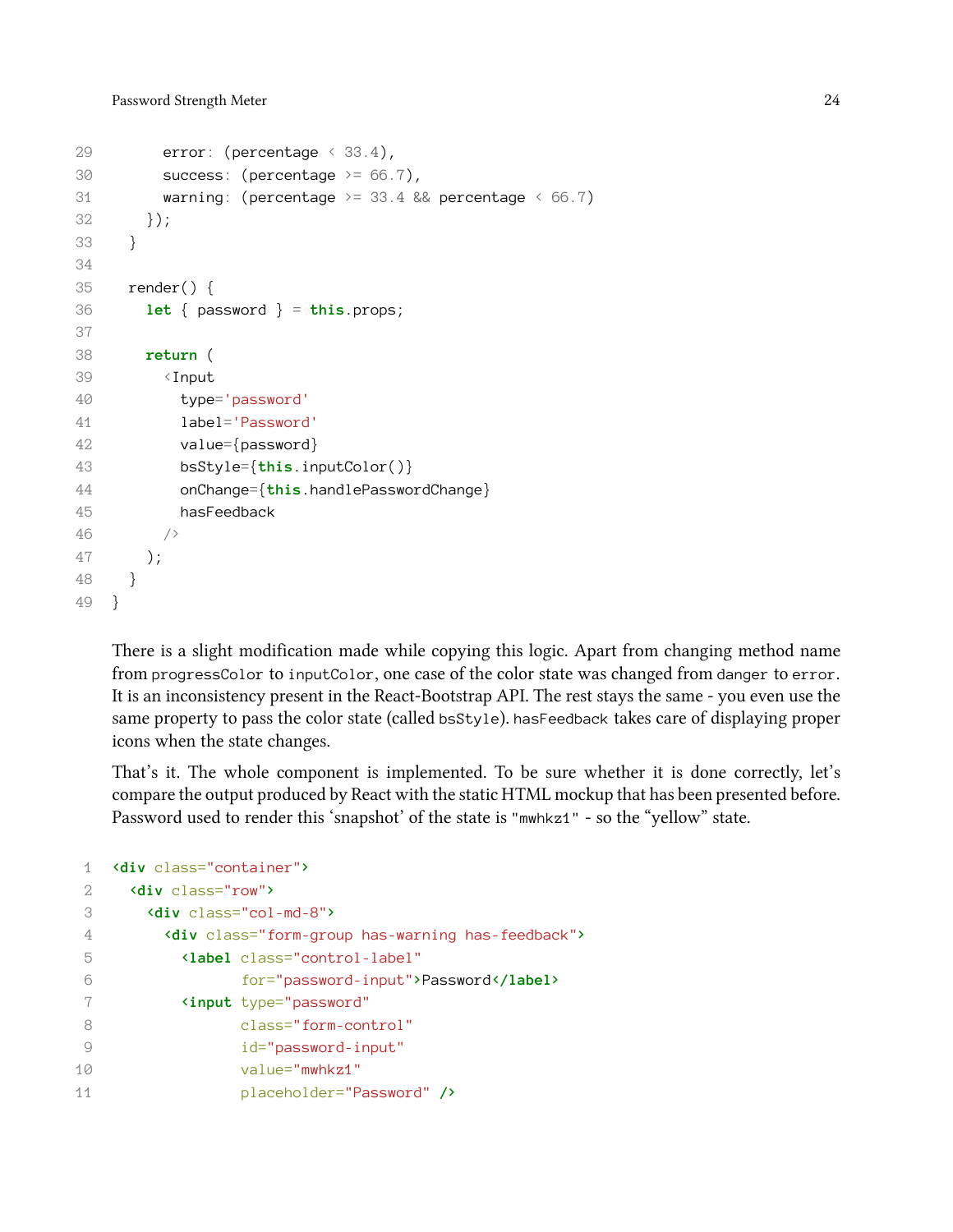```
      error: (percentage < 33.4),
      success: (percentage >= 66.7),
      warning: (percentage >= 33.4 && percentage < 66.7)
    });
  }

  render() {
    let { password } = this.props;

    return (
      <Input
        type='password'
        label='Password'
        value={password}
        bsStyle={this.inputColor()}
        onChange={this.handlePasswordChange}
        hasFeedback
      />
    );
  }
}
```

There is a slight modification made while copying this logic. Apart from changing method name from `progressColor` to `inputColor`, one case of the color state was changed from `danger` to `error`. It is an inconsistency present in the React-Bootstrap API. The rest stays the same - you even use the same property to pass the color state (called `bsStyle`). `hasFeedback` takes care of displaying proper icons when the state changes.

That's it. The whole component is implemented. To be sure whether it is done correctly, let's compare the output produced by React with the static HTML mockup that has been presented before. Password used to render this 'snapshot' of the state is `"mwhkz1"` - so the "yellow" state.

```
<div class="container">
  <div class="row">
    <div class="col-md-8">
      <div class="form-group has-warning has-feedback">
        <label class="control-label"
               for="password-input">Password</label>
        <input type="password"
               class="form-control"
               id="password-input"
               value="mwhkz1"
               placeholder="Password" />
```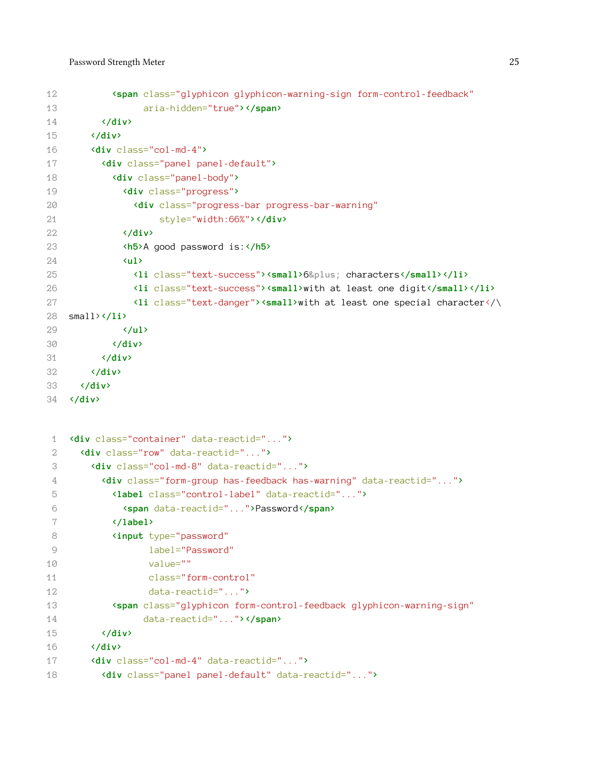```
        <span class="glyphicon glyphicon-warning-sign form-control-feedback"
              aria-hidden="true"></span>
      </div>
    </div>
    <div class="col-md-4">
      <div class="panel panel-default">
        <div class="panel-body">
          <div class="progress">
            <div class="progress-bar progress-bar-warning"
                 style="width:66%"></div>
          </div>
          <h5>A good password is:</h5>
          <ul>
            <li class="text-success"><small>6&plus; characters</small></li>
            <li class="text-success"><small>with at least one digit</small></li>
            <li class="text-danger"><small>with at least one special character</\
small></li>
          </ul>
        </div>
      </div>
    </div>
  </div>
</div>
```

```
<div class="container" data-reactid="...">
  <div class="row" data-reactid="...">
    <div class="col-md-8" data-reactid="...">
      <div class="form-group has-feedback has-warning" data-reactid="...">
        <label class="control-label" data-reactid="...">
          <span data-reactid="...">Password</span>
        </label>
        <input type="password"
               label="Password"
               value=""
               class="form-control"
               data-reactid="...">
        <span class="glyphicon form-control-feedback glyphicon-warning-sign"
              data-reactid="..."></span>
      </div>
    </div>
    <div class="col-md-4" data-reactid="...">
      <div class="panel panel-default" data-reactid="...">
```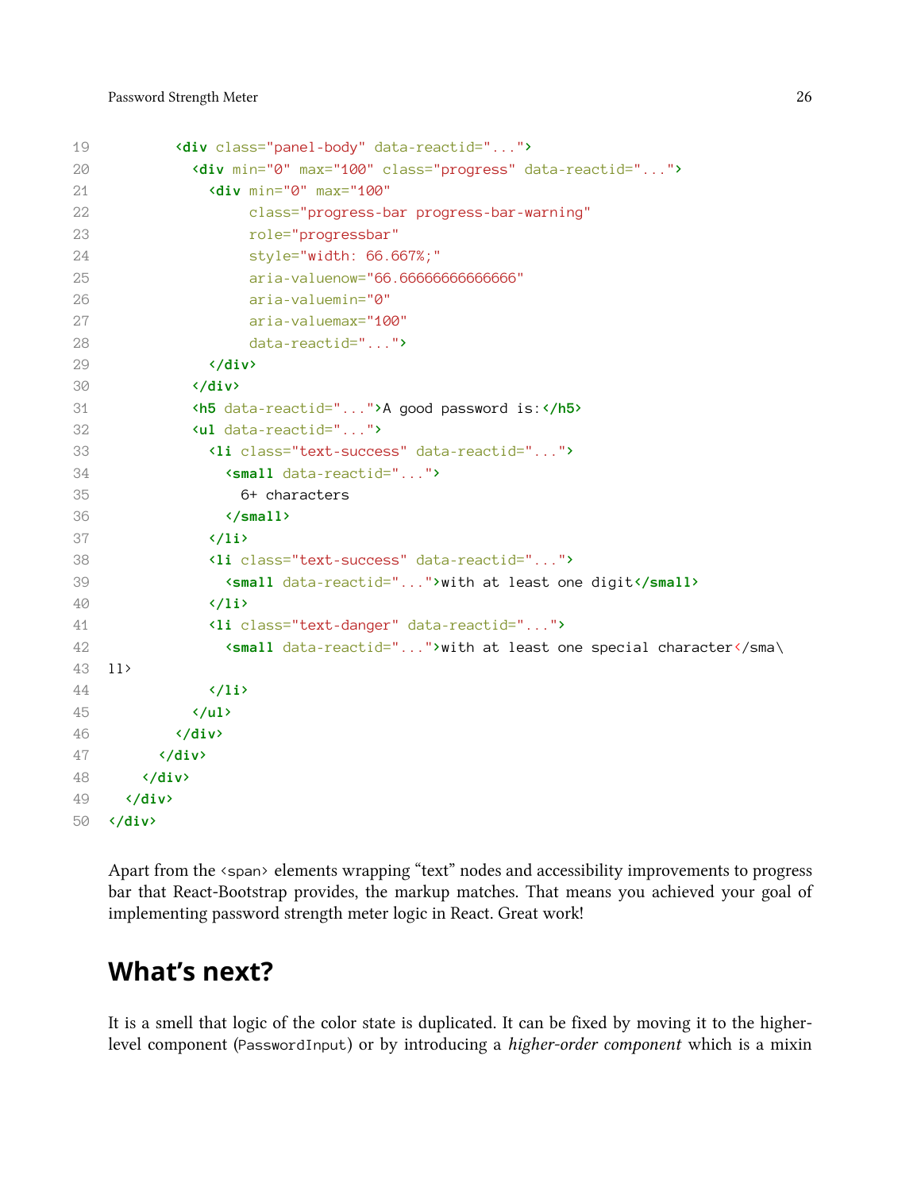```
        <div class="panel-body" data-reactid="...">
          <div min="0" max="100" class="progress" data-reactid="...">
            <div min="0" max="100"
                 class="progress-bar progress-bar-warning"
                 role="progressbar"
                 style="width: 66.667%;"
                 aria-valuenow="66.66666666666666"
                 aria-valuemin="0"
                 aria-valuemax="100"
                 data-reactid="...">
            </div>
          </div>
          <h5 data-reactid="...">A good password is:</h5>
          <ul data-reactid="...">
            <li class="text-success" data-reactid="...">
              <small data-reactid="...">
                6+ characters
              </small>
            </li>
            <li class="text-success" data-reactid="...">
              <small data-reactid="...">with at least one digit</small>
            </li>
            <li class="text-danger" data-reactid="...">
              <small data-reactid="...">with at least one special character</sma\
ll>
            </li>
          </ul>
        </div>
      </div>
    </div>
  </div>
</div>
```

Apart from the `<span>` elements wrapping "text" nodes and accessibility improvements to progress bar that React-Bootstrap provides, the markup matches. That means you achieved your goal of implementing password strength meter logic in React. Great work!

## What's next?

It is a smell that logic of the color state is duplicated. It can be fixed by moving it to the higher-level component (`PasswordInput`) or by introducing a *higher-order component* which is a mixin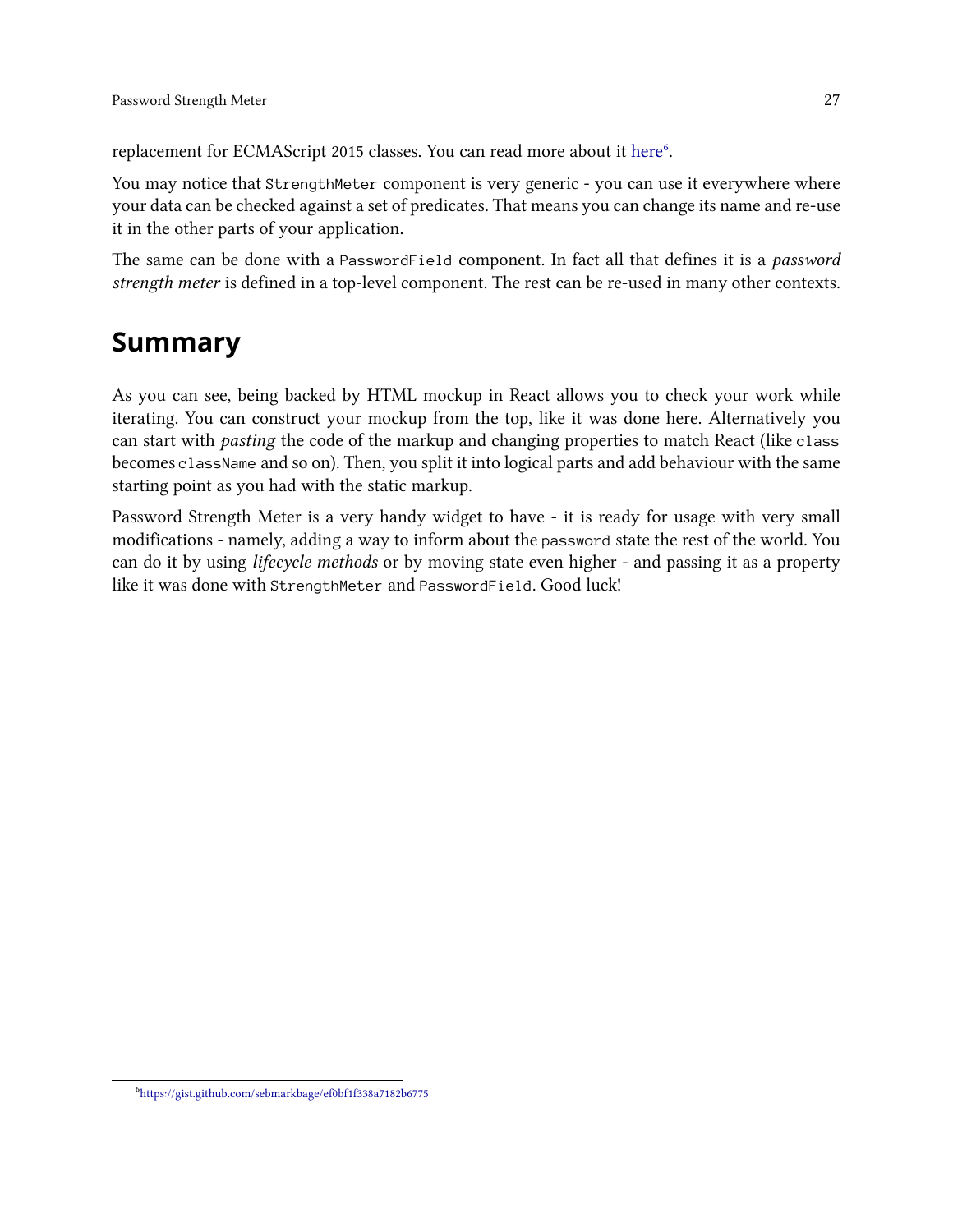replacement for ECMAScript 2015 classes. You can read more about it here[6].

You may notice that `StrengthMeter` component is very generic - you can use it everywhere where your data can be checked against a set of predicates. That means you can change its name and re-use it in the other parts of your application.

The same can be done with a `PasswordField` component. In fact all that defines it is a *password strength meter* is defined in a top-level component. The rest can be re-used in many other contexts.

## Summary

As you can see, being backed by HTML mockup in React allows you to check your work while iterating. You can construct your mockup from the top, like it was done here. Alternatively you can start with *pasting* the code of the markup and changing properties to match React (like `class` becomes `className` and so on). Then, you split it into logical parts and add behaviour with the same starting point as you had with the static markup.

Password Strength Meter is a very handy widget to have - it is ready for usage with very small modifications - namely, adding a way to inform about the `password` state the rest of the world. You can do it by using *lifecycle methods* or by moving state even higher - and passing it as a property like it was done with `StrengthMeter` and `PasswordField`. Good luck!

---

[6] https://gist.github.com/sebmarkbage/ef0bf1f338a7182b6775